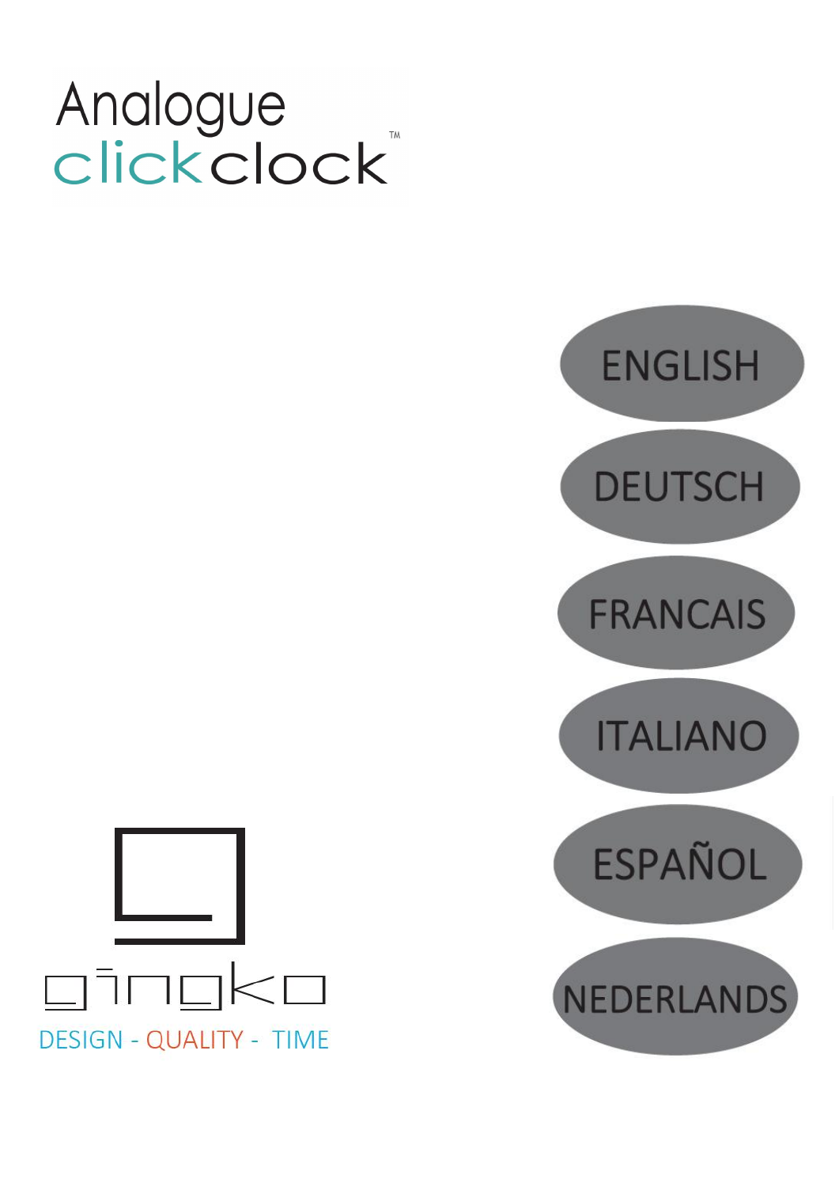# Analogue clickclock™

ENGLISH

DEUTSCH

FRANCAIS

ITALIANO

ESPAÑOL

NEDERLANDS

gingko

DESIGN - QUALITY - TIME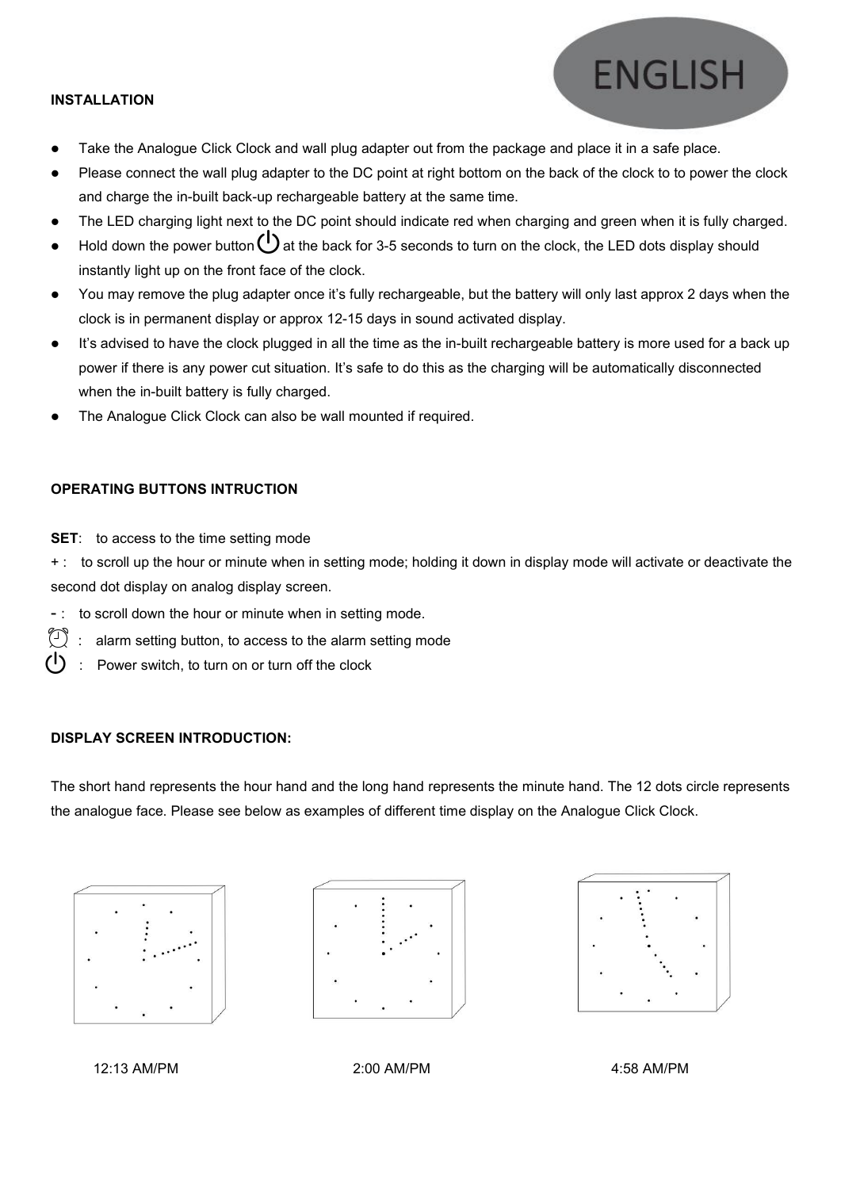ENGLISH

## INSTALLATION

- Take the Analogue Click Clock and wall plug adapter out from the package and place it in a safe place.
- Please connect the wall plug adapter to the DC point at right bottom on the back of the clock to to power the clock and charge the in-built back-up rechargeable battery at the same time.
- The LED charging light next to the DC point should indicate red when charging and green when it is fully charged.
- Hold down the power button ⏻ at the back for 3-5 seconds to turn on the clock, the LED dots display should instantly light up on the front face of the clock.
- You may remove the plug adapter once it's fully rechargeable, but the battery will only last approx 2 days when the clock is in permanent display or approx 12-15 days in sound activated display.
- It's advised to have the clock plugged in all the time as the in-built rechargeable battery is more used for a back up power if there is any power cut situation. It's safe to do this as the charging will be automatically disconnected when the in-built battery is fully charged.
- The Analogue Click Clock can also be wall mounted if required.

## OPERATING BUTTONS INTRUCTION

**SET**: to access to the time setting mode

+ : to scroll up the hour or minute when in setting mode; holding it down in display mode will activate or deactivate the second dot display on analog display screen.

- : to scroll down the hour or minute when in setting mode.

⏰ : alarm setting button, to access to the alarm setting mode

⏻ : Power switch, to turn on or turn off the clock

## DISPLAY SCREEN INTRODUCTION:

The short hand represents the hour hand and the long hand represents the minute hand. The 12 dots circle represents the analogue face. Please see below as examples of different time display on the Analogue Click Clock.

12:13 AM/PM

2:00 AM/PM

4:58 AM/PM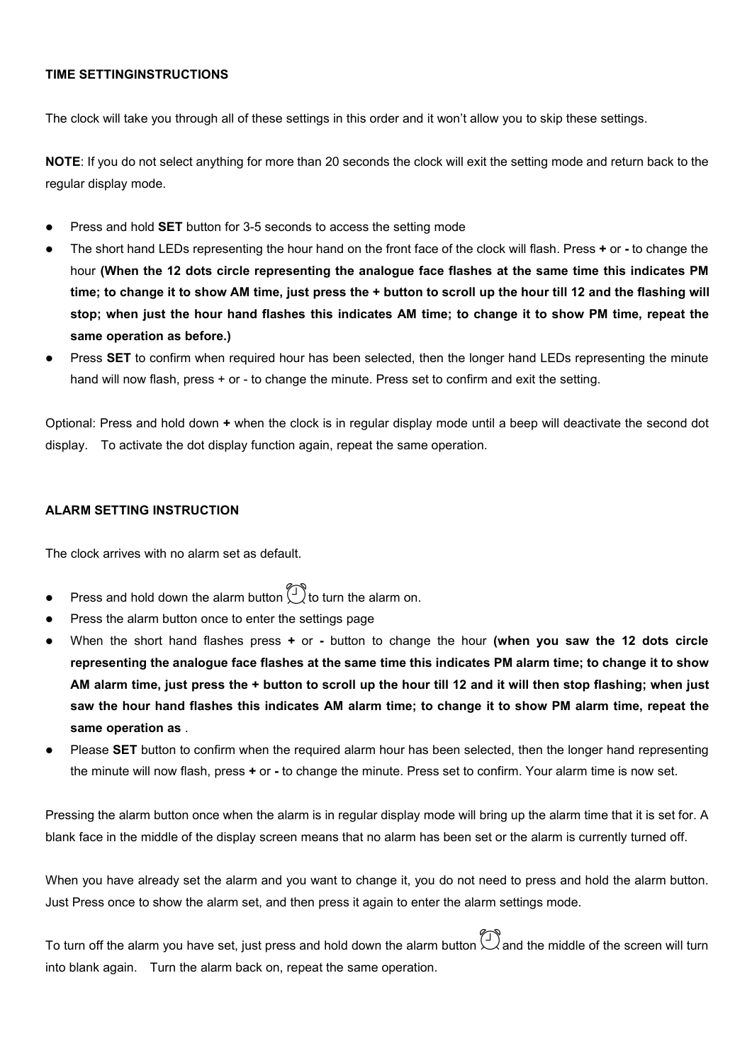**TIME SETTINGINSTRUCTIONS**

The clock will take you through all of these settings in this order and it won't allow you to skip these settings.

**NOTE**: If you do not select anything for more than 20 seconds the clock will exit the setting mode and return back to the regular display mode.

- Press and hold **SET** button for 3-5 seconds to access the setting mode
- The short hand LEDs representing the hour hand on the front face of the clock will flash. Press **+** or **-** to change the hour **(When the 12 dots circle representing the analogue face flashes at the same time this indicates PM time; to change it to show AM time, just press the + button to scroll up the hour till 12 and the flashing will stop; when just the hour hand flashes this indicates AM time; to change it to show PM time, repeat the same operation as before.)**
- Press **SET** to confirm when required hour has been selected, then the longer hand LEDs representing the minute hand will now flash, press + or - to change the minute. Press set to confirm and exit the setting.

Optional: Press and hold down **+** when the clock is in regular display mode until a beep will deactivate the second dot display. To activate the dot display function again, repeat the same operation.

**ALARM SETTING INSTRUCTION**

The clock arrives with no alarm set as default.

- Press and hold down the alarm button ⏰ to turn the alarm on.
- Press the alarm button once to enter the settings page
- When the short hand flashes press **+** or **-** button to change the hour **(when you saw the 12 dots circle representing the analogue face flashes at the same time this indicates PM alarm time; to change it to show AM alarm time, just press the + button to scroll up the hour till 12 and it will then stop flashing; when just saw the hour hand flashes this indicates AM alarm time; to change it to show PM alarm time, repeat the same operation as** .
- Please **SET** button to confirm when the required alarm hour has been selected, then the longer hand representing the minute will now flash, press **+** or **-** to change the minute. Press set to confirm. Your alarm time is now set.

Pressing the alarm button once when the alarm is in regular display mode will bring up the alarm time that it is set for. A blank face in the middle of the display screen means that no alarm has been set or the alarm is currently turned off.

When you have already set the alarm and you want to change it, you do not need to press and hold the alarm button. Just Press once to show the alarm set, and then press it again to enter the alarm settings mode.

To turn off the alarm you have set, just press and hold down the alarm button ⏰ and the middle of the screen will turn into blank again. Turn the alarm back on, repeat the same operation.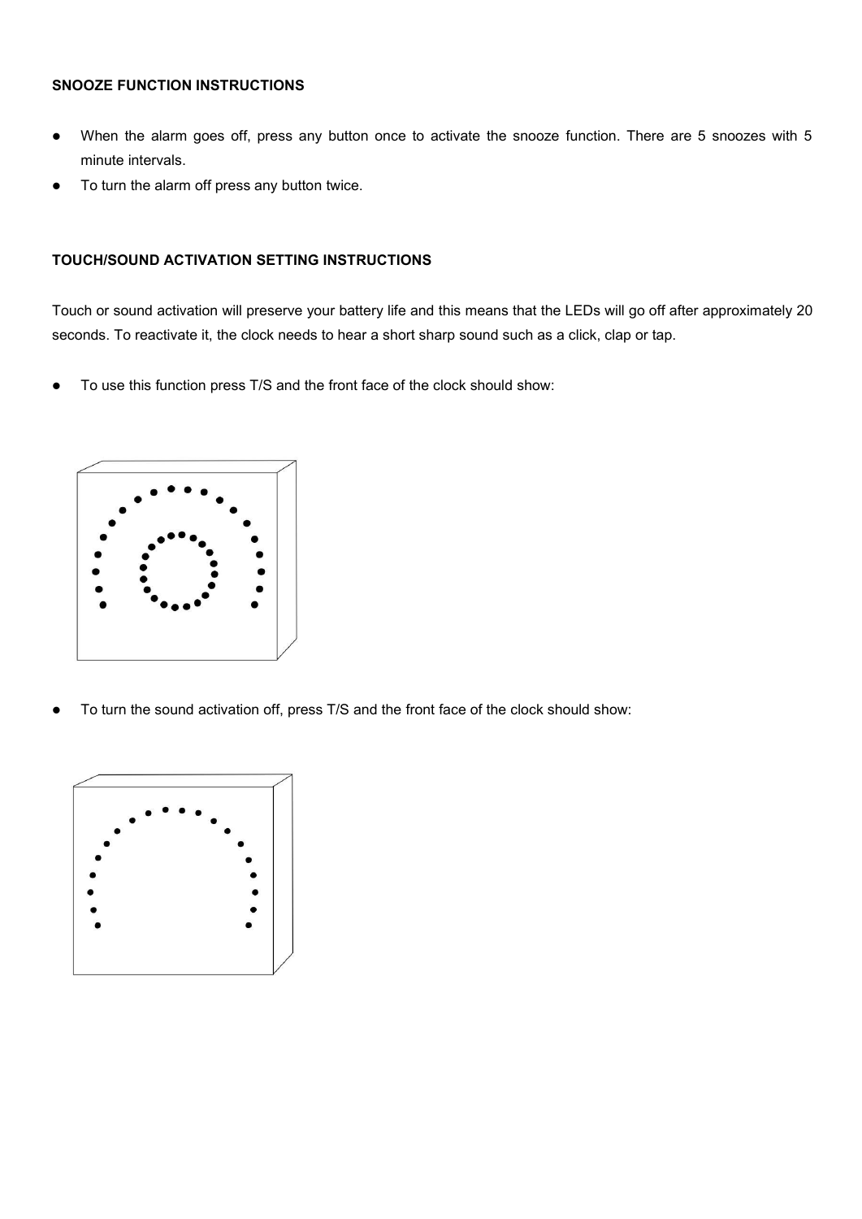**SNOOZE FUNCTION INSTRUCTIONS**

- When the alarm goes off, press any button once to activate the snooze function. There are 5 snoozes with 5 minute intervals.
- To turn the alarm off press any button twice.

**TOUCH/SOUND ACTIVATION SETTING INSTRUCTIONS**

Touch or sound activation will preserve your battery life and this means that the LEDs will go off after approximately 20 seconds. To reactivate it, the clock needs to hear a short sharp sound such as a click, clap or tap.

- To use this function press T/S and the front face of the clock should show:

- To turn the sound activation off, press T/S and the front face of the clock should show: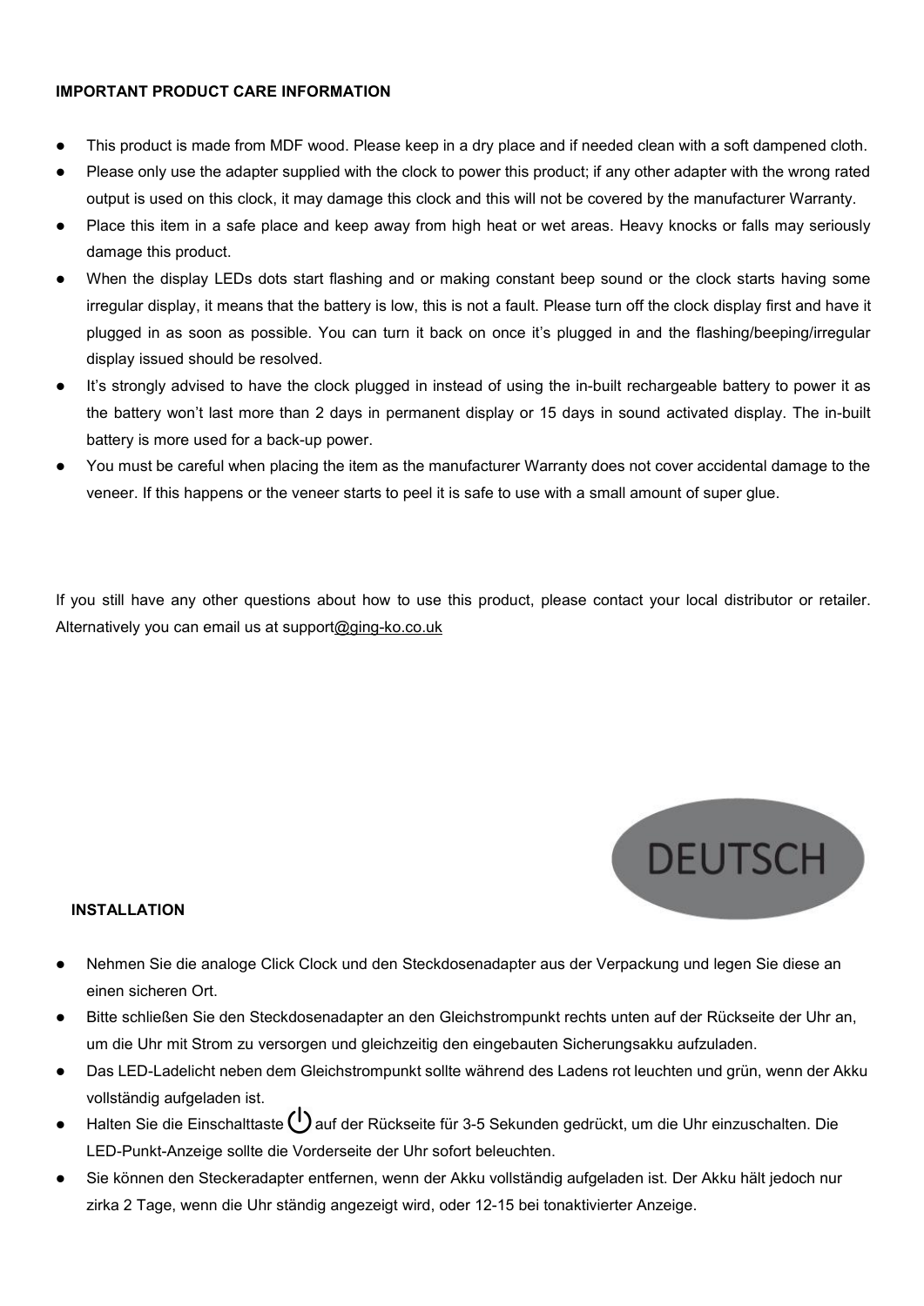**IMPORTANT PRODUCT CARE INFORMATION**

- This product is made from MDF wood. Please keep in a dry place and if needed clean with a soft dampened cloth.
- Please only use the adapter supplied with the clock to power this product; if any other adapter with the wrong rated output is used on this clock, it may damage this clock and this will not be covered by the manufacturer Warranty.
- Place this item in a safe place and keep away from high heat or wet areas. Heavy knocks or falls may seriously damage this product.
- When the display LEDs dots start flashing and or making constant beep sound or the clock starts having some irregular display, it means that the battery is low, this is not a fault. Please turn off the clock display first and have it plugged in as soon as possible. You can turn it back on once it's plugged in and the flashing/beeping/irregular display issued should be resolved.
- It's strongly advised to have the clock plugged in instead of using the in-built rechargeable battery to power it as the battery won't last more than 2 days in permanent display or 15 days in sound activated display. The in-built battery is more used for a back-up power.
- You must be careful when placing the item as the manufacturer Warranty does not cover accidental damage to the veneer. If this happens or the veneer starts to peel it is safe to use with a small amount of super glue.

If you still have any other questions about how to use this product, please contact your local distributor or retailer. Alternatively you can email us at support@ging-ko.co.uk

DEUTSCH

**INSTALLATION**

- Nehmen Sie die analoge Click Clock und den Steckdosenadapter aus der Verpackung und legen Sie diese an einen sicheren Ort.
- Bitte schließen Sie den Steckdosenadapter an den Gleichstrompunkt rechts unten auf der Rückseite der Uhr an, um die Uhr mit Strom zu versorgen und gleichzeitig den eingebauten Sicherungsakku aufzuladen.
- Das LED-Ladelicht neben dem Gleichstrompunkt sollte während des Ladens rot leuchten und grün, wenn der Akku vollständig aufgeladen ist.
- Halten Sie die Einschalttaste ⏻ auf der Rückseite für 3-5 Sekunden gedrückt, um die Uhr einzuschalten. Die LED-Punkt-Anzeige sollte die Vorderseite der Uhr sofort beleuchten.
- Sie können den Steckeradapter entfernen, wenn der Akku vollständig aufgeladen ist. Der Akku hält jedoch nur zirka 2 Tage, wenn die Uhr ständig angezeigt wird, oder 12-15 bei tonaktivierter Anzeige.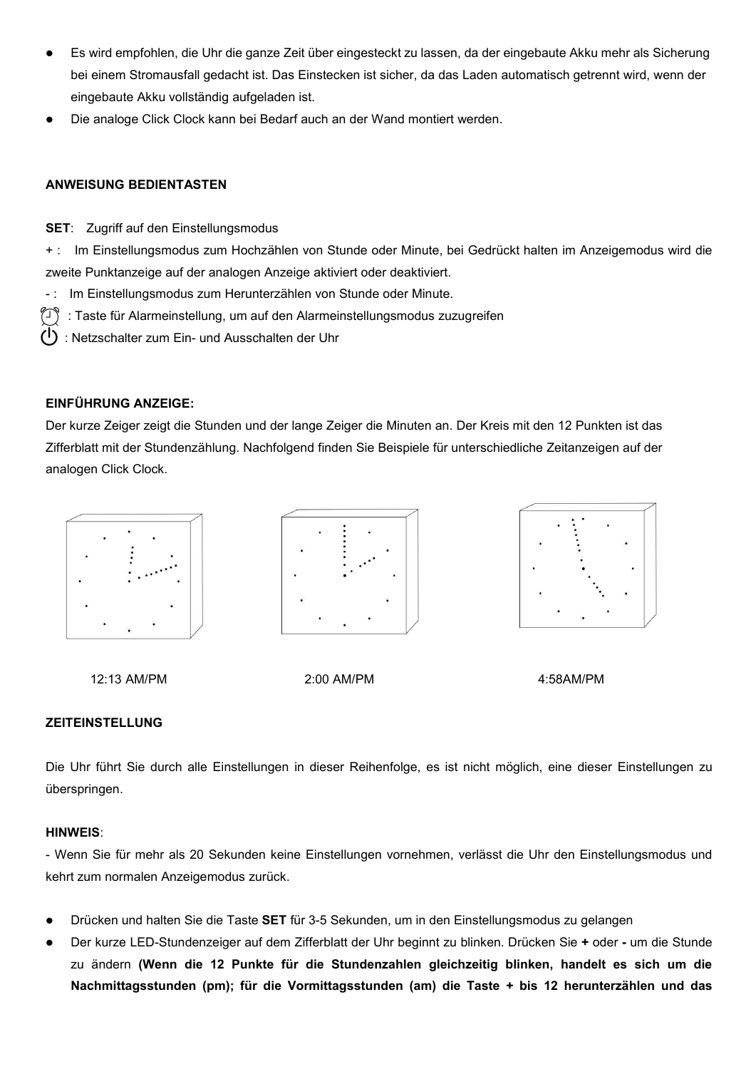- Es wird empfohlen, die Uhr die ganze Zeit über eingesteckt zu lassen, da der eingebaute Akku mehr als Sicherung bei einem Stromausfall gedacht ist. Das Einstecken ist sicher, da das Laden automatisch getrennt wird, wenn der eingebaute Akku vollständig aufgeladen ist.
- Die analoge Click Clock kann bei Bedarf auch an der Wand montiert werden.

**ANWEISUNG BEDIENTASTEN**

**SET**: Zugriff auf den Einstellungsmodus

+ : Im Einstellungsmodus zum Hochzählen von Stunde oder Minute, bei Gedrückt halten im Anzeigemodus wird die zweite Punktanzeige auf der analogen Anzeige aktiviert oder deaktiviert.

- : Im Einstellungsmodus zum Herunterzählen von Stunde oder Minute.

⏰ : Taste für Alarmeinstellung, um auf den Alarmeinstellungsmodus zuzugreifen

⏻ : Netzschalter zum Ein- und Ausschalten der Uhr

**EINFÜHRUNG ANZEIGE:**

Der kurze Zeiger zeigt die Stunden und der lange Zeiger die Minuten an. Der Kreis mit den 12 Punkten ist das Zifferblatt mit der Stundenzählung. Nachfolgend finden Sie Beispiele für unterschiedliche Zeitanzeigen auf der analogen Click Clock.

12:13 AM/PM 2:00 AM/PM 4:58AM/PM

**ZEITEINSTELLUNG**

Die Uhr führt Sie durch alle Einstellungen in dieser Reihenfolge, es ist nicht möglich, eine dieser Einstellungen zu überspringen.

**HINWEIS**:

- Wenn Sie für mehr als 20 Sekunden keine Einstellungen vornehmen, verlässt die Uhr den Einstellungsmodus und kehrt zum normalen Anzeigemodus zurück.

- Drücken und halten Sie die Taste **SET** für 3-5 Sekunden, um in den Einstellungsmodus zu gelangen
- Der kurze LED-Stundenzeiger auf dem Zifferblatt der Uhr beginnt zu blinken. Drücken Sie **+** oder **-** um die Stunde zu ändern **(Wenn die 12 Punkte für die Stundenzahlen gleichzeitig blinken, handelt es sich um die Nachmittagsstunden (pm); für die Vormittagsstunden (am) die Taste + bis 12 herunterzählen und das**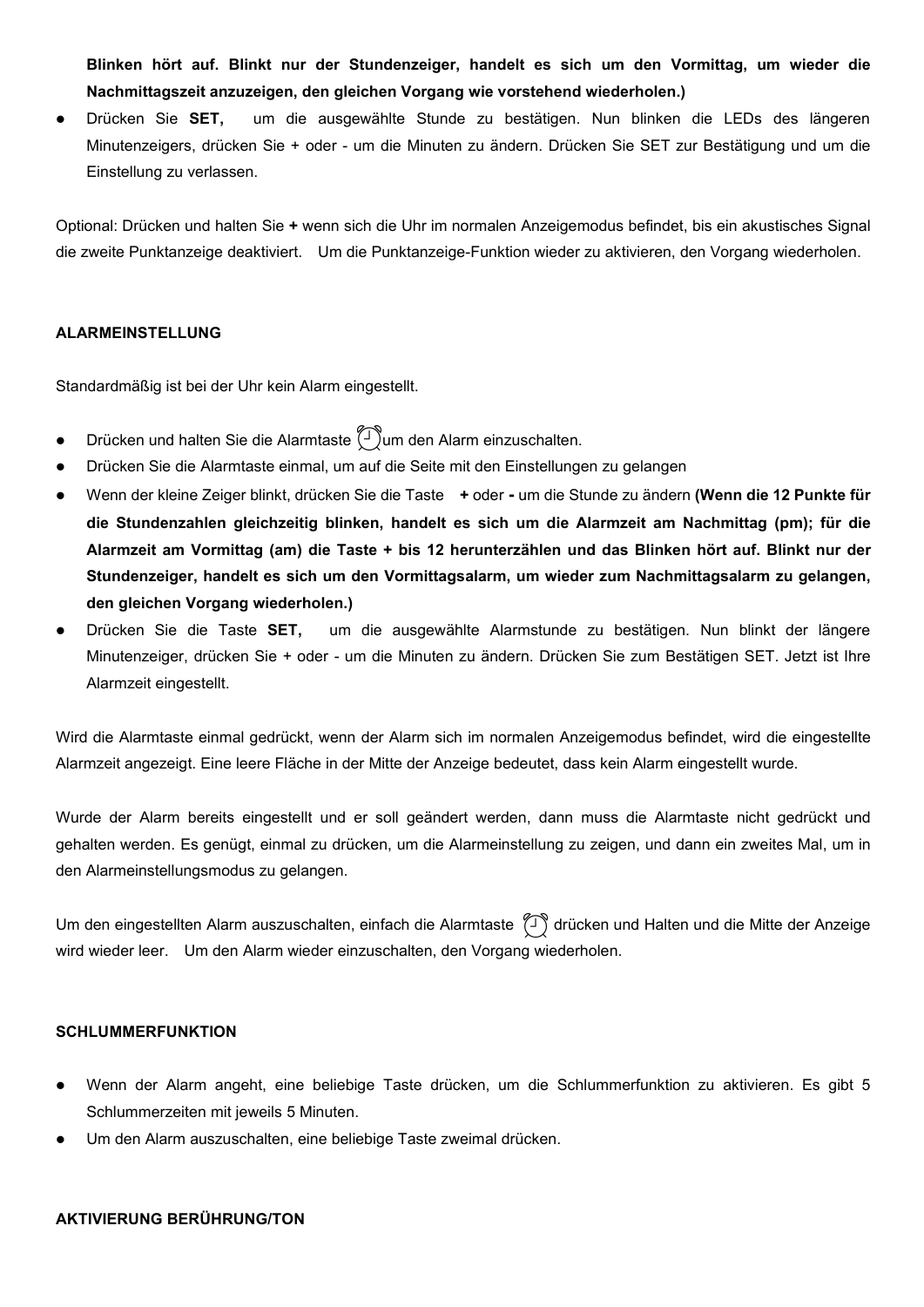**Blinken hört auf. Blinkt nur der Stundenzeiger, handelt es sich um den Vormittag, um wieder die Nachmittagszeit anzuzeigen, den gleichen Vorgang wie vorstehend wiederholen.)**

- Drücken Sie **SET,** um die ausgewählte Stunde zu bestätigen. Nun blinken die LEDs des längeren Minutenzeigers, drücken Sie + oder - um die Minuten zu ändern. Drücken Sie SET zur Bestätigung und um die Einstellung zu verlassen.

Optional: Drücken und halten Sie **+** wenn sich die Uhr im normalen Anzeigemodus befindet, bis ein akustisches Signal die zweite Punktanzeige deaktiviert. Um die Punktanzeige-Funktion wieder zu aktivieren, den Vorgang wiederholen.

**ALARMEINSTELLUNG**

Standardmäßig ist bei der Uhr kein Alarm eingestellt.

- Drücken und halten Sie die Alarmtaste ⏰ um den Alarm einzuschalten.
- Drücken Sie die Alarmtaste einmal, um auf die Seite mit den Einstellungen zu gelangen
- Wenn der kleine Zeiger blinkt, drücken Sie die Taste **+** oder **-** um die Stunde zu ändern **(Wenn die 12 Punkte für die Stundenzahlen gleichzeitig blinken, handelt es sich um die Alarmzeit am Nachmittag (pm); für die Alarmzeit am Vormittag (am) die Taste + bis 12 herunterzählen und das Blinken hört auf. Blinkt nur der Stundenzeiger, handelt es sich um den Vormittagsalarm, um wieder zum Nachmittagsalarm zu gelangen, den gleichen Vorgang wiederholen.)**
- Drücken Sie die Taste **SET,** um die ausgewählte Alarmstunde zu bestätigen. Nun blinkt der längere Minutenzeiger, drücken Sie + oder - um die Minuten zu ändern. Drücken Sie zum Bestätigen SET. Jetzt ist Ihre Alarmzeit eingestellt.

Wird die Alarmtaste einmal gedrückt, wenn der Alarm sich im normalen Anzeigemodus befindet, wird die eingestellte Alarmzeit angezeigt. Eine leere Fläche in der Mitte der Anzeige bedeutet, dass kein Alarm eingestellt wurde.

Wurde der Alarm bereits eingestellt und er soll geändert werden, dann muss die Alarmtaste nicht gedrückt und gehalten werden. Es genügt, einmal zu drücken, um die Alarmeinstellung zu zeigen, und dann ein zweites Mal, um in den Alarmeinstellungsmodus zu gelangen.

Um den eingestellten Alarm auszuschalten, einfach die Alarmtaste ⏰ drücken und Halten und die Mitte der Anzeige wird wieder leer. Um den Alarm wieder einzuschalten, den Vorgang wiederholen.

**SCHLUMMERFUNKTION**

- Wenn der Alarm angeht, eine beliebige Taste drücken, um die Schlummerfunktion zu aktivieren. Es gibt 5 Schlummerzeiten mit jeweils 5 Minuten.
- Um den Alarm auszuschalten, eine beliebige Taste zweimal drücken.

**AKTIVIERUNG BERÜHRUNG/TON**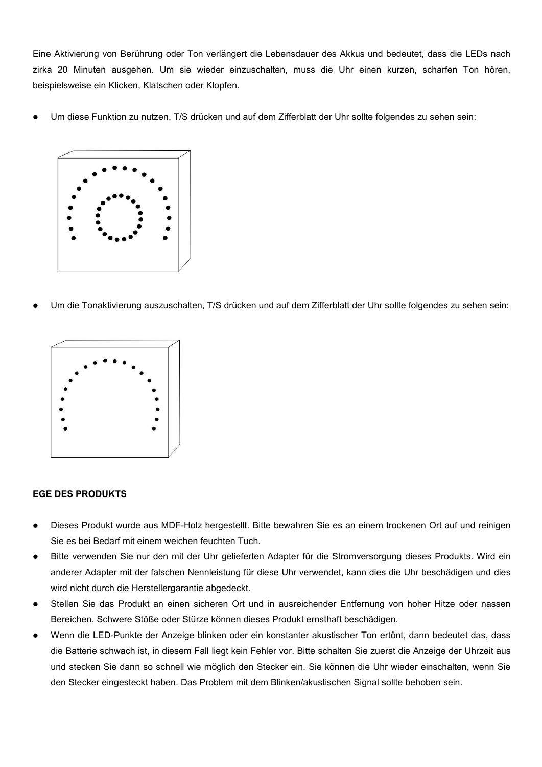Eine Aktivierung von Berührung oder Ton verlängert die Lebensdauer des Akkus und bedeutet, dass die LEDs nach zirka 20 Minuten ausgehen. Um sie wieder einzuschalten, muss die Uhr einen kurzen, scharfen Ton hören, beispielsweise ein Klicken, Klatschen oder Klopfen.

- Um diese Funktion zu nutzen, T/S drücken und auf dem Zifferblatt der Uhr sollte folgendes zu sehen sein:

- Um die Tonaktivierung auszuschalten, T/S drücken und auf dem Zifferblatt der Uhr sollte folgendes zu sehen sein:

**EGE DES PRODUKTS**

- Dieses Produkt wurde aus MDF-Holz hergestellt. Bitte bewahren Sie es an einem trockenen Ort auf und reinigen Sie es bei Bedarf mit einem weichen feuchten Tuch.
- Bitte verwenden Sie nur den mit der Uhr gelieferten Adapter für die Stromversorgung dieses Produkts. Wird ein anderer Adapter mit der falschen Nennleistung für diese Uhr verwendet, kann dies die Uhr beschädigen und dies wird nicht durch die Herstellergarantie abgedeckt.
- Stellen Sie das Produkt an einen sicheren Ort und in ausreichender Entfernung von hoher Hitze oder nassen Bereichen. Schwere Stöße oder Stürze können dieses Produkt ernsthaft beschädigen.
- Wenn die LED-Punkte der Anzeige blinken oder ein konstanter akustischer Ton ertönt, dann bedeutet das, dass die Batterie schwach ist, in diesem Fall liegt kein Fehler vor. Bitte schalten Sie zuerst die Anzeige der Uhrzeit aus und stecken Sie dann so schnell wie möglich den Stecker ein. Sie können die Uhr wieder einschalten, wenn Sie den Stecker eingesteckt haben. Das Problem mit dem Blinken/akustischen Signal sollte behoben sein.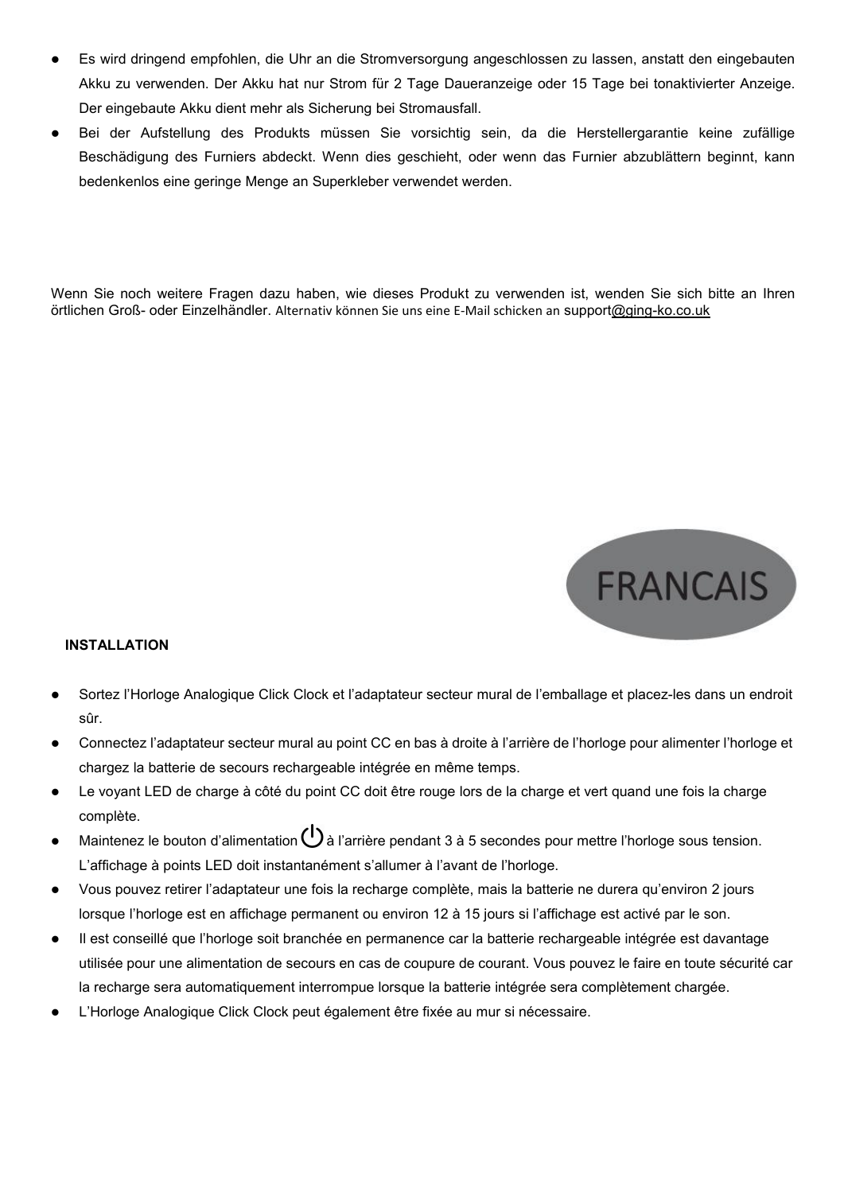- Es wird dringend empfohlen, die Uhr an die Stromversorgung angeschlossen zu lassen, anstatt den eingebauten Akku zu verwenden. Der Akku hat nur Strom für 2 Tage Daueranzeige oder 15 Tage bei tonaktivierter Anzeige. Der eingebaute Akku dient mehr als Sicherung bei Stromausfall.
- Bei der Aufstellung des Produkts müssen Sie vorsichtig sein, da die Herstellergarantie keine zufällige Beschädigung des Furniers abdeckt. Wenn dies geschieht, oder wenn das Furnier abzublättern beginnt, kann bedenkenlos eine geringe Menge an Superkleber verwendet werden.

Wenn Sie noch weitere Fragen dazu haben, wie dieses Produkt zu verwenden ist, wenden Sie sich bitte an Ihren örtlichen Groß- oder Einzelhändler. Alternativ können Sie uns eine E-Mail schicken an support@ging-ko.co.uk

# FRANCAIS

## INSTALLATION

- Sortez l'Horloge Analogique Click Clock et l'adaptateur secteur mural de l'emballage et placez-les dans un endroit sûr.
- Connectez l'adaptateur secteur mural au point CC en bas à droite à l'arrière de l'horloge pour alimenter l'horloge et chargez la batterie de secours rechargeable intégrée en même temps.
- Le voyant LED de charge à côté du point CC doit être rouge lors de la charge et vert quand une fois la charge complète.
- Maintenez le bouton d'alimentation ⏻ à l'arrière pendant 3 à 5 secondes pour mettre l'horloge sous tension. L'affichage à points LED doit instantanément s'allumer à l'avant de l'horloge.
- Vous pouvez retirer l'adaptateur une fois la recharge complète, mais la batterie ne durera qu'environ 2 jours lorsque l'horloge est en affichage permanent ou environ 12 à 15 jours si l'affichage est activé par le son.
- Il est conseillé que l'horloge soit branchée en permanence car la batterie rechargeable intégrée est davantage utilisée pour une alimentation de secours en cas de coupure de courant. Vous pouvez le faire en toute sécurité car la recharge sera automatiquement interrompue lorsque la batterie intégrée sera complètement chargée.
- L'Horloge Analogique Click Clock peut également être fixée au mur si nécessaire.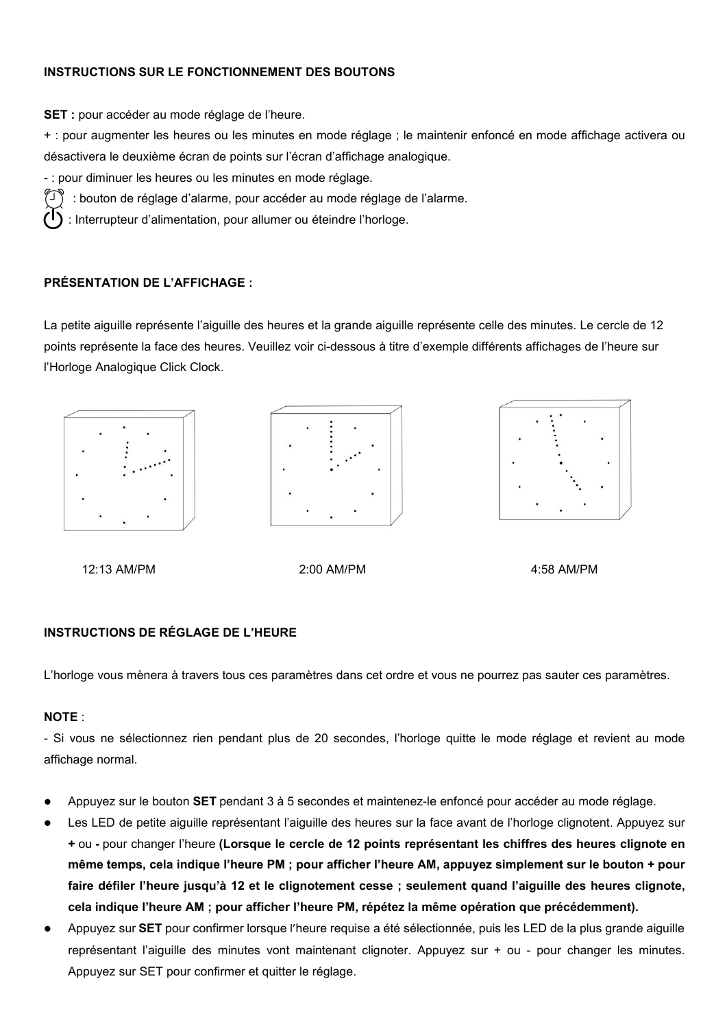**INSTRUCTIONS SUR LE FONCTIONNEMENT DES BOUTONS**

**SET :** pour accéder au mode réglage de l'heure.

+ : pour augmenter les heures ou les minutes en mode réglage ; le maintenir enfoncé en mode affichage activera ou désactivera le deuxième écran de points sur l'écran d'affichage analogique.

- : pour diminuer les heures ou les minutes en mode réglage.

⏰ : bouton de réglage d'alarme, pour accéder au mode réglage de l'alarme.

⏻ : Interrupteur d'alimentation, pour allumer ou éteindre l'horloge.

**PRÉSENTATION DE L'AFFICHAGE :**

La petite aiguille représente l'aiguille des heures et la grande aiguille représente celle des minutes. Le cercle de 12 points représente la face des heures. Veuillez voir ci-dessous à titre d'exemple différents affichages de l'heure sur l'Horloge Analogique Click Clock.

12:13 AM/PM    2:00 AM/PM    4:58 AM/PM

**INSTRUCTIONS DE RÉGLAGE DE L'HEURE**

L'horloge vous mènera à travers tous ces paramètres dans cet ordre et vous ne pourrez pas sauter ces paramètres.

**NOTE** :

- Si vous ne sélectionnez rien pendant plus de 20 secondes, l'horloge quitte le mode réglage et revient au mode affichage normal.

- Appuyez sur le bouton **SET** pendant 3 à 5 secondes et maintenez-le enfoncé pour accéder au mode réglage.
- Les LED de petite aiguille représentant l'aiguille des heures sur la face avant de l'horloge clignotent. Appuyez sur **+** ou **-** pour changer l'heure **(Lorsque le cercle de 12 points représentant les chiffres des heures clignote en même temps, cela indique l'heure PM ; pour afficher l'heure AM, appuyez simplement sur le bouton + pour faire défiler l'heure jusqu'à 12 et le clignotement cesse ; seulement quand l'aiguille des heures clignote, cela indique l'heure AM ; pour afficher l'heure PM, répétez la même opération que précédemment).**
- Appuyez sur **SET** pour confirmer lorsque l'heure requise a été sélectionnée, puis les LED de la plus grande aiguille représentant l'aiguille des minutes vont maintenant clignoter. Appuyez sur + ou - pour changer les minutes. Appuyez sur SET pour confirmer et quitter le réglage.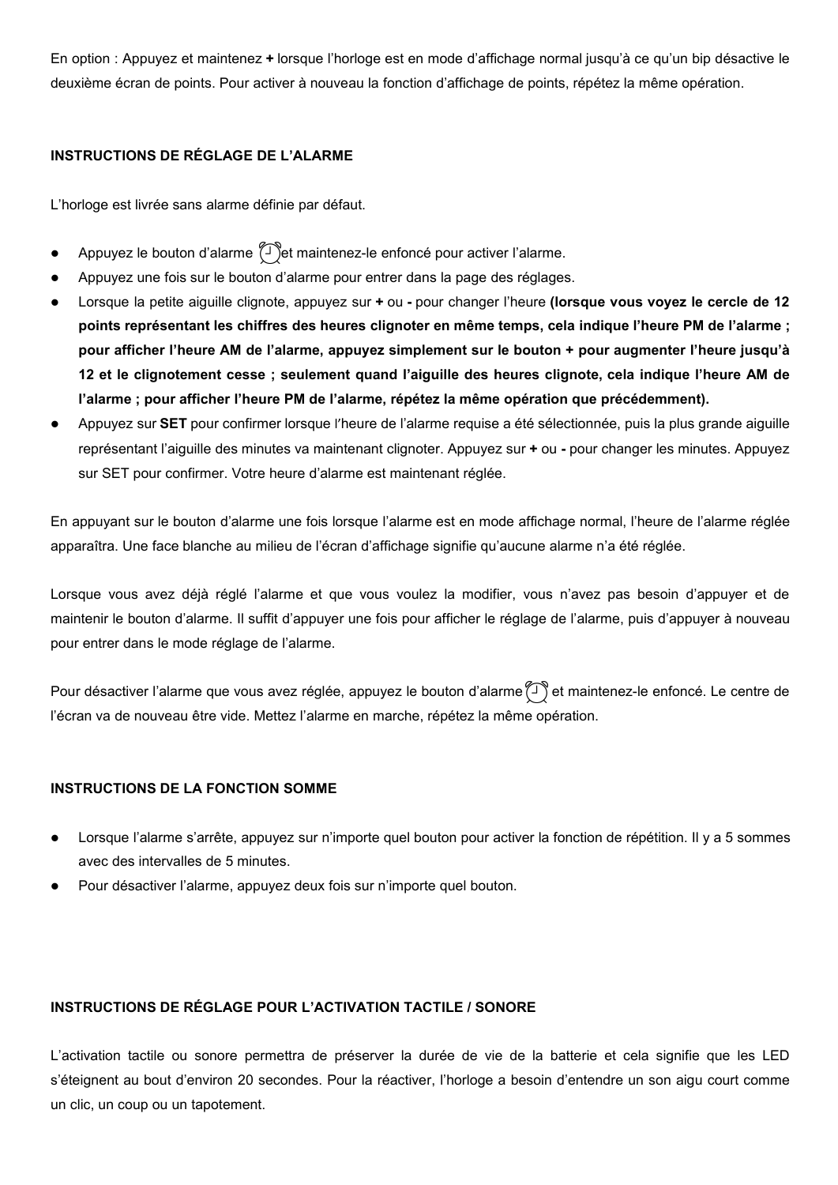En option : Appuyez et maintenez **+** lorsque l'horloge est en mode d'affichage normal jusqu'à ce qu'un bip désactive le deuxième écran de points. Pour activer à nouveau la fonction d'affichage de points, répétez la même opération.

## INSTRUCTIONS DE RÉGLAGE DE L'ALARME

L'horloge est livrée sans alarme définie par défaut.

- Appuyez le bouton d'alarme ⏰ et maintenez-le enfoncé pour activer l'alarme.
- Appuyez une fois sur le bouton d'alarme pour entrer dans la page des réglages.
- Lorsque la petite aiguille clignote, appuyez sur **+** ou **-** pour changer l'heure **(lorsque vous voyez le cercle de 12 points représentant les chiffres des heures clignoter en même temps, cela indique l'heure PM de l'alarme ; pour afficher l'heure AM de l'alarme, appuyez simplement sur le bouton + pour augmenter l'heure jusqu'à 12 et le clignotement cesse ; seulement quand l'aiguille des heures clignote, cela indique l'heure AM de l'alarme ; pour afficher l'heure PM de l'alarme, répétez la même opération que précédemment).**
- Appuyez sur **SET** pour confirmer lorsque l'heure de l'alarme requise a été sélectionnée, puis la plus grande aiguille représentant l'aiguille des minutes va maintenant clignoter. Appuyez sur **+** ou **-** pour changer les minutes. Appuyez sur SET pour confirmer. Votre heure d'alarme est maintenant réglée.

En appuyant sur le bouton d'alarme une fois lorsque l'alarme est en mode affichage normal, l'heure de l'alarme réglée apparaîtra. Une face blanche au milieu de l'écran d'affichage signifie qu'aucune alarme n'a été réglée.

Lorsque vous avez déjà réglé l'alarme et que vous voulez la modifier, vous n'avez pas besoin d'appuyer et de maintenir le bouton d'alarme. Il suffit d'appuyer une fois pour afficher le réglage de l'alarme, puis d'appuyer à nouveau pour entrer dans le mode réglage de l'alarme.

Pour désactiver l'alarme que vous avez réglée, appuyez le bouton d'alarme ⏰ et maintenez-le enfoncé. Le centre de l'écran va de nouveau être vide. Mettez l'alarme en marche, répétez la même opération.

## INSTRUCTIONS DE LA FONCTION SOMME

- Lorsque l'alarme s'arrête, appuyez sur n'importe quel bouton pour activer la fonction de répétition. Il y a 5 sommes avec des intervalles de 5 minutes.
- Pour désactiver l'alarme, appuyez deux fois sur n'importe quel bouton.

## INSTRUCTIONS DE RÉGLAGE POUR L'ACTIVATION TACTILE / SONORE

L'activation tactile ou sonore permettra de préserver la durée de vie de la batterie et cela signifie que les LED s'éteignent au bout d'environ 20 secondes. Pour la réactiver, l'horloge a besoin d'entendre un son aigu court comme un clic, un coup ou un tapotement.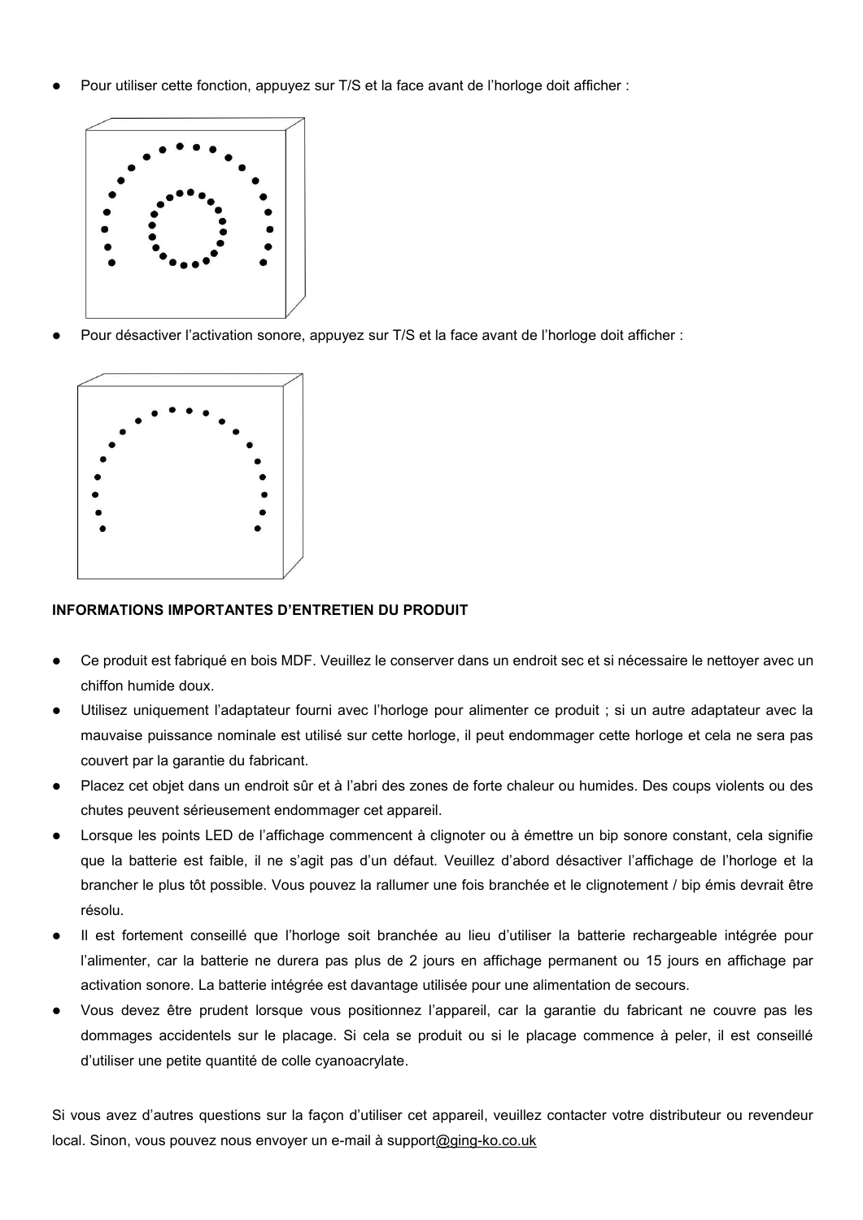- Pour utiliser cette fonction, appuyez sur T/S et la face avant de l'horloge doit afficher :

- Pour désactiver l'activation sonore, appuyez sur T/S et la face avant de l'horloge doit afficher :

**INFORMATIONS IMPORTANTES D'ENTRETIEN DU PRODUIT**

- Ce produit est fabriqué en bois MDF. Veuillez le conserver dans un endroit sec et si nécessaire le nettoyer avec un chiffon humide doux.
- Utilisez uniquement l'adaptateur fourni avec l'horloge pour alimenter ce produit ; si un autre adaptateur avec la mauvaise puissance nominale est utilisé sur cette horloge, il peut endommager cette horloge et cela ne sera pas couvert par la garantie du fabricant.
- Placez cet objet dans un endroit sûr et à l'abri des zones de forte chaleur ou humides. Des coups violents ou des chutes peuvent sérieusement endommager cet appareil.
- Lorsque les points LED de l'affichage commencent à clignoter ou à émettre un bip sonore constant, cela signifie que la batterie est faible, il ne s'agit pas d'un défaut. Veuillez d'abord désactiver l'affichage de l'horloge et la brancher le plus tôt possible. Vous pouvez la rallumer une fois branchée et le clignotement / bip émis devrait être résolu.
- Il est fortement conseillé que l'horloge soit branchée au lieu d'utiliser la batterie rechargeable intégrée pour l'alimenter, car la batterie ne durera pas plus de 2 jours en affichage permanent ou 15 jours en affichage par activation sonore. La batterie intégrée est davantage utilisée pour une alimentation de secours.
- Vous devez être prudent lorsque vous positionnez l'appareil, car la garantie du fabricant ne couvre pas les dommages accidentels sur le placage. Si cela se produit ou si le placage commence à peler, il est conseillé d'utiliser une petite quantité de colle cyanoacrylate.

Si vous avez d'autres questions sur la façon d'utiliser cet appareil, veuillez contacter votre distributeur ou revendeur local. Sinon, vous pouvez nous envoyer un e-mail à support@ging-ko.co.uk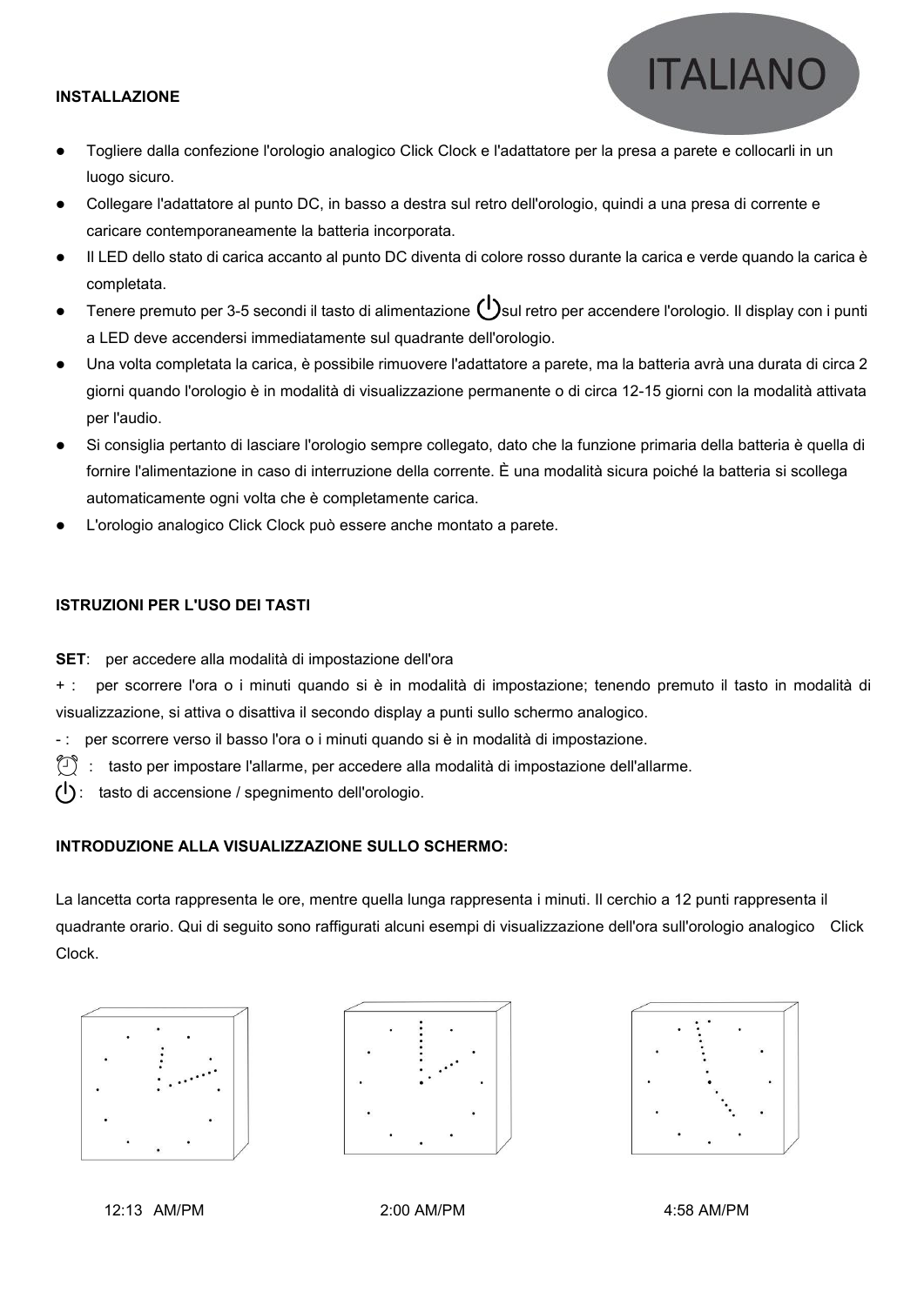ITALIANO

**INSTALLAZIONE**

- Togliere dalla confezione l'orologio analogico Click Clock e l'adattatore per la presa a parete e collocarli in un luogo sicuro.
- Collegare l'adattatore al punto DC, in basso a destra sul retro dell'orologio, quindi a una presa di corrente e caricare contemporaneamente la batteria incorporata.
- Il LED dello stato di carica accanto al punto DC diventa di colore rosso durante la carica e verde quando la carica è completata.
- Tenere premuto per 3-5 secondi il tasto di alimentazione ⏻ sul retro per accendere l'orologio. Il display con i punti a LED deve accendersi immediatamente sul quadrante dell'orologio.
- Una volta completata la carica, è possibile rimuovere l'adattatore a parete, ma la batteria avrà una durata di circa 2 giorni quando l'orologio è in modalità di visualizzazione permanente o di circa 12-15 giorni con la modalità attivata per l'audio.
- Si consiglia pertanto di lasciare l'orologio sempre collegato, dato che la funzione primaria della batteria è quella di fornire l'alimentazione in caso di interruzione della corrente. È una modalità sicura poiché la batteria si scollega automaticamente ogni volta che è completamente carica.
- L'orologio analogico Click Clock può essere anche montato a parete.

**ISTRUZIONI PER L'USO DEI TASTI**

**SET**: per accedere alla modalità di impostazione dell'ora

+ : per scorrere l'ora o i minuti quando si è in modalità di impostazione; tenendo premuto il tasto in modalità di visualizzazione, si attiva o disattiva il secondo display a punti sullo schermo analogico.

- : per scorrere verso il basso l'ora o i minuti quando si è in modalità di impostazione.

⏰ : tasto per impostare l'allarme, per accedere alla modalità di impostazione dell'allarme.

⏻ : tasto di accensione / spegnimento dell'orologio.

**INTRODUZIONE ALLA VISUALIZZAZIONE SULLO SCHERMO:**

La lancetta corta rappresenta le ore, mentre quella lunga rappresenta i minuti. Il cerchio a 12 punti rappresenta il quadrante orario. Qui di seguito sono raffigurati alcuni esempi di visualizzazione dell'ora sull'orologio analogico Click Clock.

12:13 AM/PM

2:00 AM/PM

4:58 AM/PM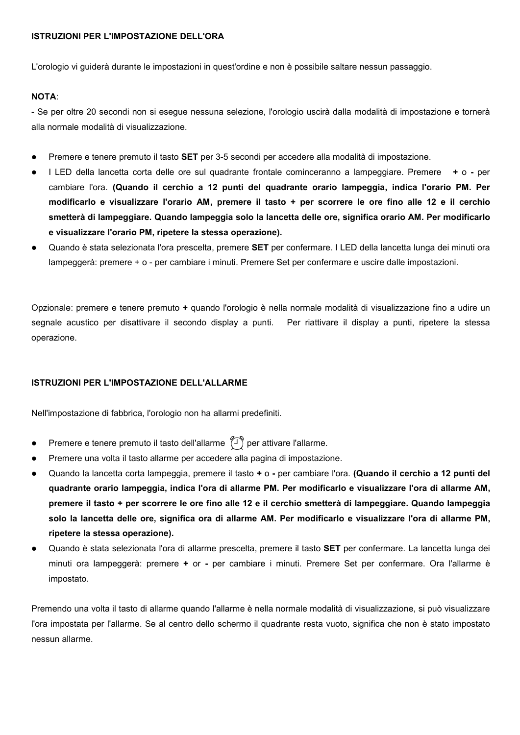**ISTRUZIONI PER L'IMPOSTAZIONE DELL'ORA**

L'orologio vi guiderà durante le impostazioni in quest'ordine e non è possibile saltare nessun passaggio.

**NOTA**:

- Se per oltre 20 secondi non si esegue nessuna selezione, l'orologio uscirà dalla modalità di impostazione e tornerà alla normale modalità di visualizzazione.

- Premere e tenere premuto il tasto **SET** per 3-5 secondi per accedere alla modalità di impostazione.
- I LED della lancetta corta delle ore sul quadrante frontale cominceranno a lampeggiare. Premere **+** o **-** per cambiare l'ora. **(Quando il cerchio a 12 punti del quadrante orario lampeggia, indica l'orario PM. Per modificarlo e visualizzare l'orario AM, premere il tasto + per scorrere le ore fino alle 12 e il cerchio smetterà di lampeggiare. Quando lampeggia solo la lancetta delle ore, significa orario AM. Per modificarlo e visualizzare l'orario PM, ripetere la stessa operazione).**
- Quando è stata selezionata l'ora prescelta, premere **SET** per confermare. I LED della lancetta lunga dei minuti ora lampeggerà: premere + o - per cambiare i minuti. Premere Set per confermare e uscire dalle impostazioni.

Opzionale: premere e tenere premuto **+** quando l'orologio è nella normale modalità di visualizzazione fino a udire un segnale acustico per disattivare il secondo display a punti. Per riattivare il display a punti, ripetere la stessa operazione.

**ISTRUZIONI PER L'IMPOSTAZIONE DELL'ALLARME**

Nell'impostazione di fabbrica, l'orologio non ha allarmi predefiniti.

- Premere e tenere premuto il tasto dell'allarme ⏰ per attivare l'allarme.
- Premere una volta il tasto allarme per accedere alla pagina di impostazione.
- Quando la lancetta corta lampeggia, premere il tasto **+** o **-** per cambiare l'ora. **(Quando il cerchio a 12 punti del quadrante orario lampeggia, indica l'ora di allarme PM. Per modificarlo e visualizzare l'ora di allarme AM, premere il tasto + per scorrere le ore fino alle 12 e il cerchio smetterà di lampeggiare. Quando lampeggia solo la lancetta delle ore, significa ora di allarme AM. Per modificarlo e visualizzare l'ora di allarme PM, ripetere la stessa operazione).**
- Quando è stata selezionata l'ora di allarme prescelta, premere il tasto **SET** per confermare. La lancetta lunga dei minuti ora lampeggerà: premere **+** or **-** per cambiare i minuti. Premere Set per confermare. Ora l'allarme è impostato.

Premendo una volta il tasto di allarme quando l'allarme è nella normale modalità di visualizzazione, si può visualizzare l'ora impostata per l'allarme. Se al centro dello schermo il quadrante resta vuoto, significa che non è stato impostato nessun allarme.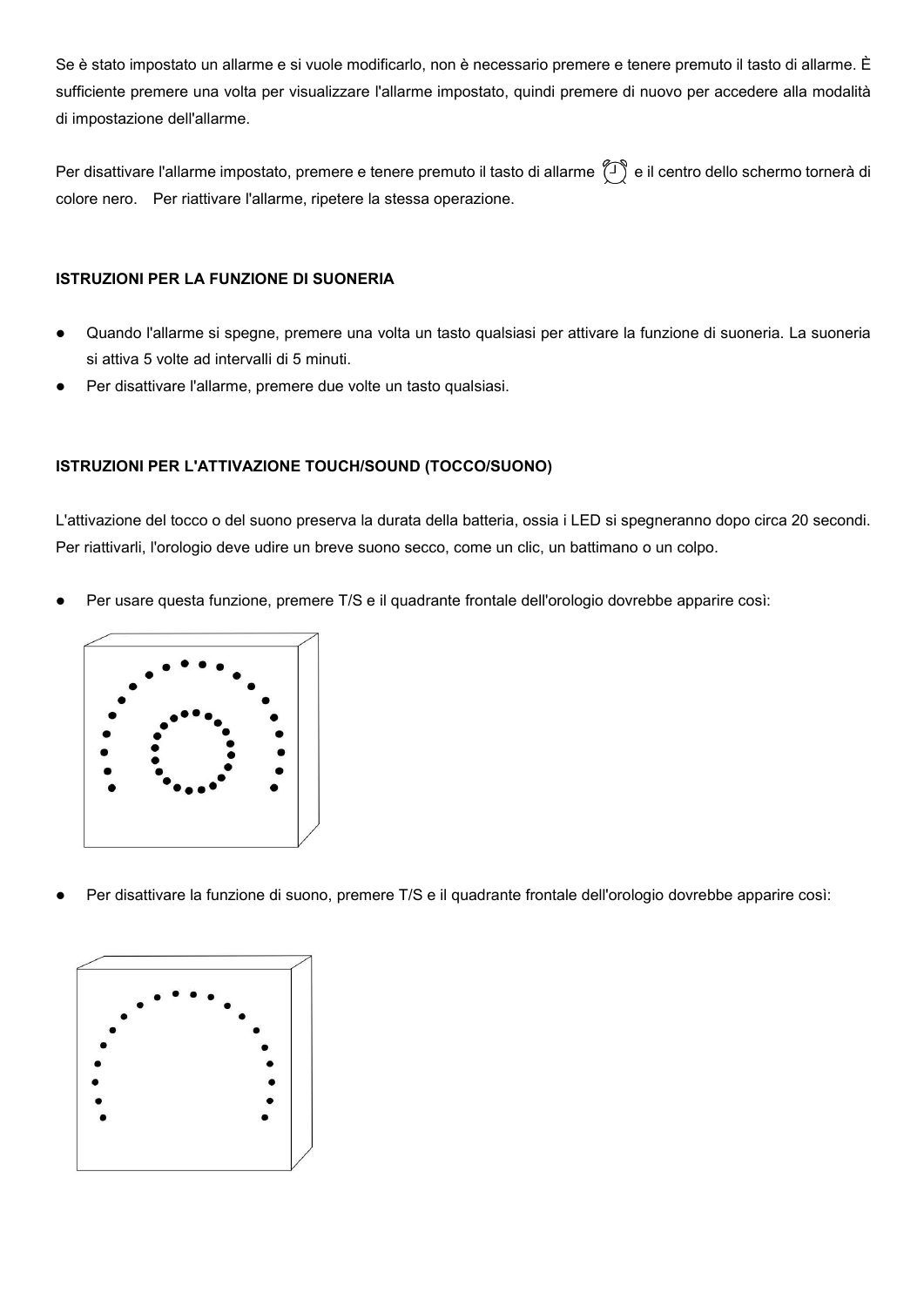Se è stato impostato un allarme e si vuole modificarlo, non è necessario premere e tenere premuto il tasto di allarme. È sufficiente premere una volta per visualizzare l'allarme impostato, quindi premere di nuovo per accedere alla modalità di impostazione dell'allarme.

Per disattivare l'allarme impostato, premere e tenere premuto il tasto di allarme ⏰ e il centro dello schermo tornerà di colore nero. Per riattivare l'allarme, ripetere la stessa operazione.

**ISTRUZIONI PER LA FUNZIONE DI SUONERIA**

- Quando l'allarme si spegne, premere una volta un tasto qualsiasi per attivare la funzione di suoneria. La suoneria si attiva 5 volte ad intervalli di 5 minuti.
- Per disattivare l'allarme, premere due volte un tasto qualsiasi.

**ISTRUZIONI PER L'ATTIVAZIONE TOUCH/SOUND (TOCCO/SUONO)**

L'attivazione del tocco o del suono preserva la durata della batteria, ossia i LED si spegneranno dopo circa 20 secondi. Per riattivarli, l'orologio deve udire un breve suono secco, come un clic, un battimano o un colpo.

- Per usare questa funzione, premere T/S e il quadrante frontale dell'orologio dovrebbe apparire così:

- Per disattivare la funzione di suono, premere T/S e il quadrante frontale dell'orologio dovrebbe apparire così: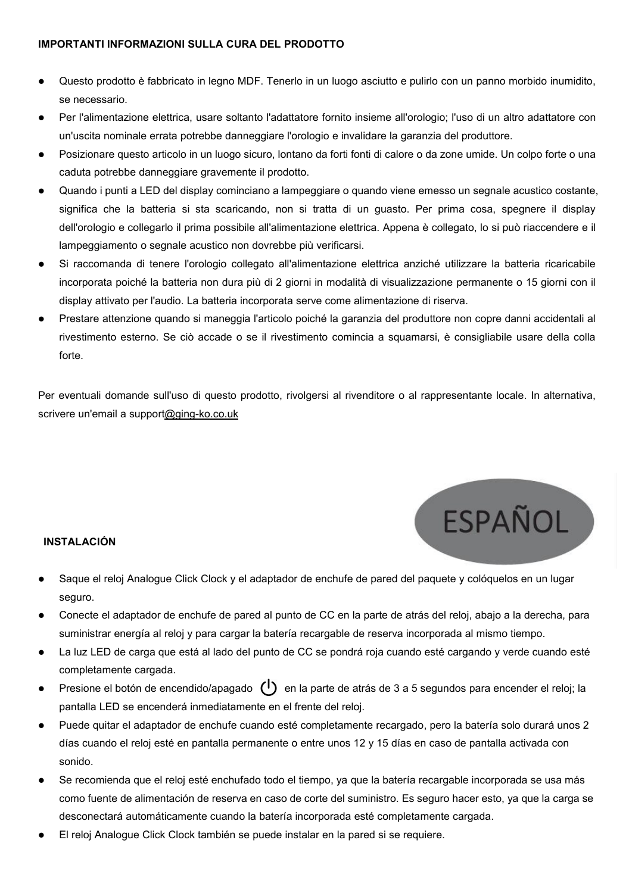**IMPORTANTI INFORMAZIONI SULLA CURA DEL PRODOTTO**

- Questo prodotto è fabbricato in legno MDF. Tenerlo in un luogo asciutto e pulirlo con un panno morbido inumidito, se necessario.
- Per l'alimentazione elettrica, usare soltanto l'adattatore fornito insieme all'orologio; l'uso di un altro adattatore con un'uscita nominale errata potrebbe danneggiare l'orologio e invalidare la garanzia del produttore.
- Posizionare questo articolo in un luogo sicuro, lontano da forti fonti di calore o da zone umide. Un colpo forte o una caduta potrebbe danneggiare gravemente il prodotto.
- Quando i punti a LED del display cominciano a lampeggiare o quando viene emesso un segnale acustico costante, significa che la batteria si sta scaricando, non si tratta di un guasto. Per prima cosa, spegnere il display dell'orologio e collegarlo il prima possibile all'alimentazione elettrica. Appena è collegato, lo si può riaccendere e il lampeggiamento o segnale acustico non dovrebbe più verificarsi.
- Si raccomanda di tenere l'orologio collegato all'alimentazione elettrica anziché utilizzare la batteria ricaricabile incorporata poiché la batteria non dura più di 2 giorni in modalità di visualizzazione permanente o 15 giorni con il display attivato per l'audio. La batteria incorporata serve come alimentazione di riserva.
- Prestare attenzione quando si maneggia l'articolo poiché la garanzia del produttore non copre danni accidentali al rivestimento esterno. Se ciò accade o se il rivestimento comincia a squamarsi, è consigliabile usare della colla forte.

Per eventuali domande sull'uso di questo prodotto, rivolgersi al rivenditore o al rappresentante locale. In alternativa, scrivere un'email a support@ging-ko.co.uk

ESPAÑOL

**INSTALACIÓN**

- Saque el reloj Analogue Click Clock y el adaptador de enchufe de pared del paquete y colóquelos en un lugar seguro.
- Conecte el adaptador de enchufe de pared al punto de CC en la parte de atrás del reloj, abajo a la derecha, para suministrar energía al reloj y para cargar la batería recargable de reserva incorporada al mismo tiempo.
- La luz LED de carga que está al lado del punto de CC se pondrá roja cuando esté cargando y verde cuando esté completamente cargada.
- Presione el botón de encendido/apagado ⏻ en la parte de atrás de 3 a 5 segundos para encender el reloj; la pantalla LED se encenderá inmediatamente en el frente del reloj.
- Puede quitar el adaptador de enchufe cuando esté completamente recargado, pero la batería solo durará unos 2 días cuando el reloj esté en pantalla permanente o entre unos 12 y 15 días en caso de pantalla activada con sonido.
- Se recomienda que el reloj esté enchufado todo el tiempo, ya que la batería recargable incorporada se usa más como fuente de alimentación de reserva en caso de corte del suministro. Es seguro hacer esto, ya que la carga se desconectará automáticamente cuando la batería incorporada esté completamente cargada.
- El reloj Analogue Click Clock también se puede instalar en la pared si se requiere.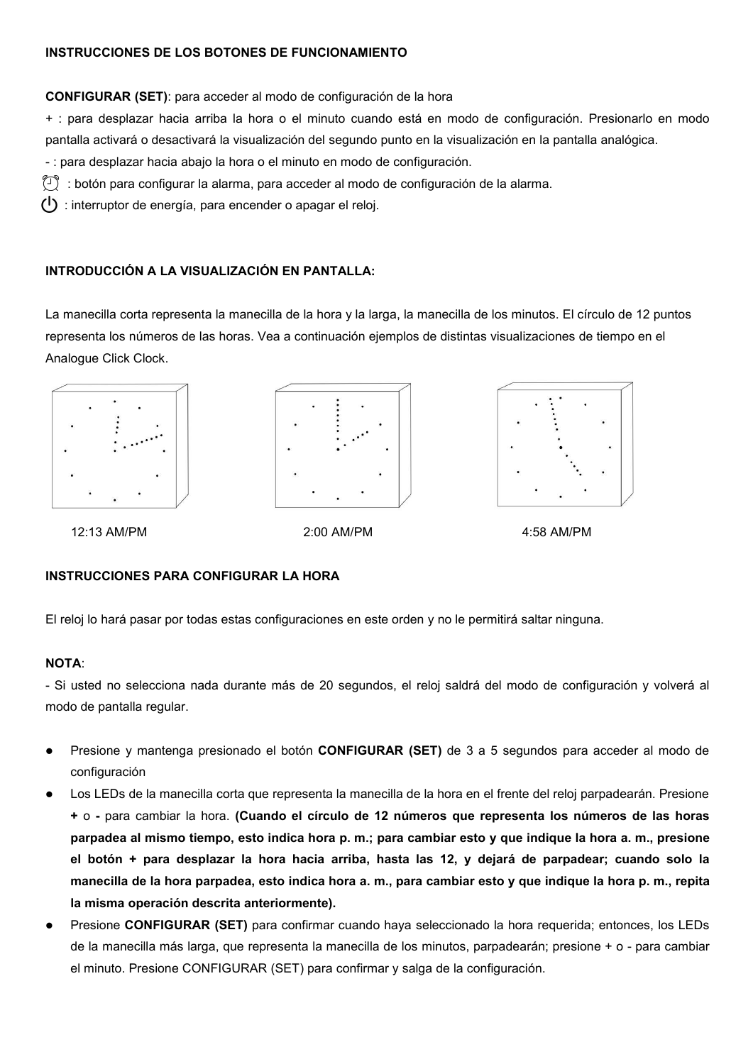**INSTRUCCIONES DE LOS BOTONES DE FUNCIONAMIENTO**

**CONFIGURAR (SET)**: para acceder al modo de configuración de la hora

+ : para desplazar hacia arriba la hora o el minuto cuando está en modo de configuración. Presionarlo en modo pantalla activará o desactivará la visualización del segundo punto en la visualización en la pantalla analógica.

- : para desplazar hacia abajo la hora o el minuto en modo de configuración.

⏰ : botón para configurar la alarma, para acceder al modo de configuración de la alarma.

⏻ : interruptor de energía, para encender o apagar el reloj.

**INTRODUCCIÓN A LA VISUALIZACIÓN EN PANTALLA:**

La manecilla corta representa la manecilla de la hora y la larga, la manecilla de los minutos. El círculo de 12 puntos representa los números de las horas. Vea a continuación ejemplos de distintas visualizaciones de tiempo en el Analogue Click Clock.

12:13 AM/PM

2:00 AM/PM

4:58 AM/PM

**INSTRUCCIONES PARA CONFIGURAR LA HORA**

El reloj lo hará pasar por todas estas configuraciones en este orden y no le permitirá saltar ninguna.

**NOTA**:

- Si usted no selecciona nada durante más de 20 segundos, el reloj saldrá del modo de configuración y volverá al modo de pantalla regular.

- Presione y mantenga presionado el botón **CONFIGURAR (SET)** de 3 a 5 segundos para acceder al modo de configuración
- Los LEDs de la manecilla corta que representa la manecilla de la hora en el frente del reloj parpadearán. Presione **+** o **-** para cambiar la hora. **(Cuando el círculo de 12 números que representa los números de las horas parpadea al mismo tiempo, esto indica hora p. m.; para cambiar esto y que indique la hora a. m., presione el botón + para desplazar la hora hacia arriba, hasta las 12, y dejará de parpadear; cuando solo la manecilla de la hora parpadea, esto indica hora a. m., para cambiar esto y que indique la hora p. m., repita la misma operación descrita anteriormente).**
- Presione **CONFIGURAR (SET)** para confirmar cuando haya seleccionado la hora requerida; entonces, los LEDs de la manecilla más larga, que representa la manecilla de los minutos, parpadearán; presione + o - para cambiar el minuto. Presione CONFIGURAR (SET) para confirmar y salga de la configuración.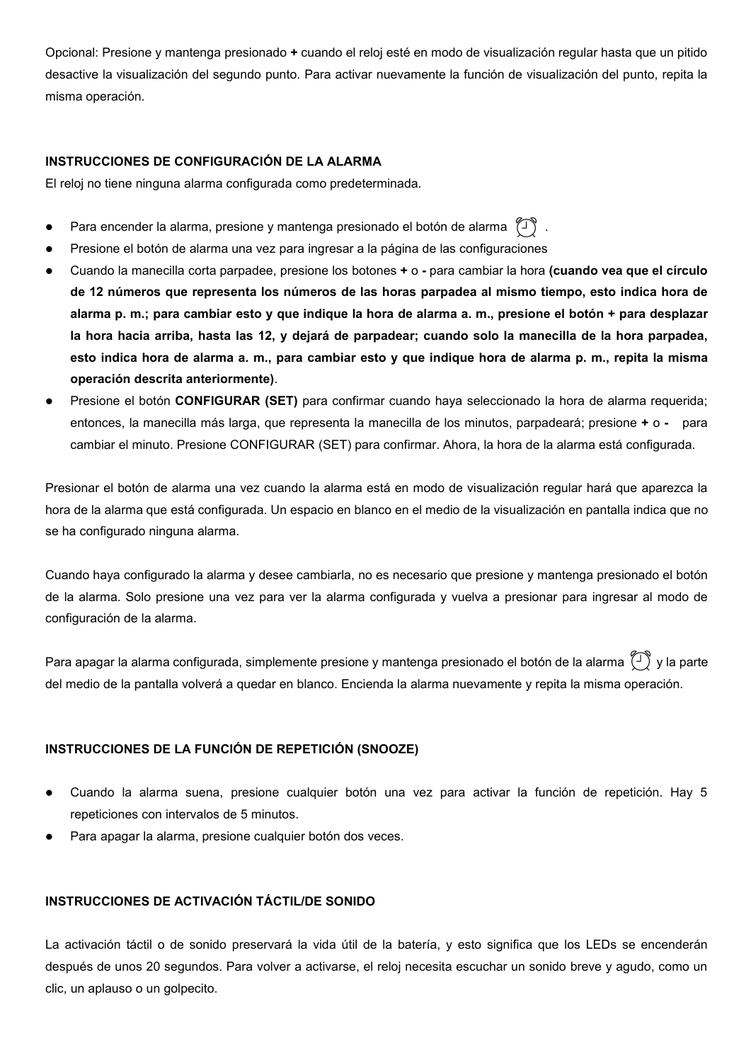Opcional: Presione y mantenga presionado **+** cuando el reloj esté en modo de visualización regular hasta que un pitido desactive la visualización del segundo punto. Para activar nuevamente la función de visualización del punto, repita la misma operación.

**INSTRUCCIONES DE CONFIGURACIÓN DE LA ALARMA**

El reloj no tiene ninguna alarma configurada como predeterminada.

- Para encender la alarma, presione y mantenga presionado el botón de alarma ⏰ .
- Presione el botón de alarma una vez para ingresar a la página de las configuraciones
- Cuando la manecilla corta parpadee, presione los botones **+** o **-** para cambiar la hora **(cuando vea que el círculo de 12 números que representa los números de las horas parpadea al mismo tiempo, esto indica hora de alarma p. m.; para cambiar esto y que indique la hora de alarma a. m., presione el botón + para desplazar la hora hacia arriba, hasta las 12, y dejará de parpadear; cuando solo la manecilla de la hora parpadea, esto indica hora de alarma a. m., para cambiar esto y que indique hora de alarma p. m., repita la misma operación descrita anteriormente)**.
- Presione el botón **CONFIGURAR (SET)** para confirmar cuando haya seleccionado la hora de alarma requerida; entonces, la manecilla más larga, que representa la manecilla de los minutos, parpadeará; presione **+** o **-** para cambiar el minuto. Presione CONFIGURAR (SET) para confirmar. Ahora, la hora de la alarma está configurada.

Presionar el botón de alarma una vez cuando la alarma está en modo de visualización regular hará que aparezca la hora de la alarma que está configurada. Un espacio en blanco en el medio de la visualización en pantalla indica que no se ha configurado ninguna alarma.

Cuando haya configurado la alarma y desee cambiarla, no es necesario que presione y mantenga presionado el botón de la alarma. Solo presione una vez para ver la alarma configurada y vuelva a presionar para ingresar al modo de configuración de la alarma.

Para apagar la alarma configurada, simplemente presione y mantenga presionado el botón de la alarma ⏰ y la parte del medio de la pantalla volverá a quedar en blanco. Encienda la alarma nuevamente y repita la misma operación.

**INSTRUCCIONES DE LA FUNCIÓN DE REPETICIÓN (SNOOZE)**

- Cuando la alarma suena, presione cualquier botón una vez para activar la función de repetición. Hay 5 repeticiones con intervalos de 5 minutos.
- Para apagar la alarma, presione cualquier botón dos veces.

**INSTRUCCIONES DE ACTIVACIÓN TÁCTIL/DE SONIDO**

La activación táctil o de sonido preservará la vida útil de la batería, y esto significa que los LEDs se encenderán después de unos 20 segundos. Para volver a activarse, el reloj necesita escuchar un sonido breve y agudo, como un clic, un aplauso o un golpecito.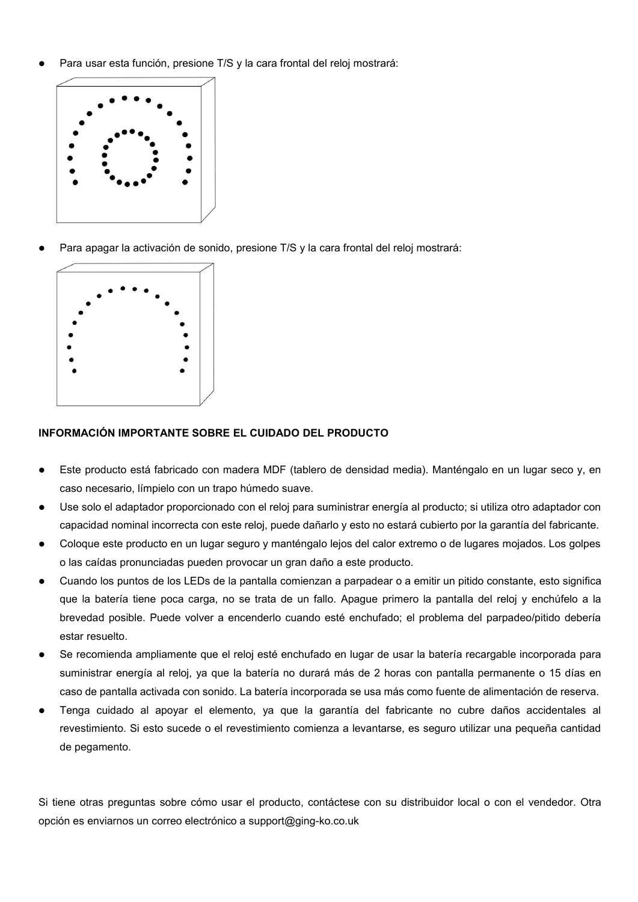- Para usar esta función, presione T/S y la cara frontal del reloj mostrará:

- Para apagar la activación de sonido, presione T/S y la cara frontal del reloj mostrará:

**INFORMACIÓN IMPORTANTE SOBRE EL CUIDADO DEL PRODUCTO**

- Este producto está fabricado con madera MDF (tablero de densidad media). Manténgalo en un lugar seco y, en caso necesario, límpielo con un trapo húmedo suave.
- Use solo el adaptador proporcionado con el reloj para suministrar energía al producto; si utiliza otro adaptador con capacidad nominal incorrecta con este reloj, puede dañarlo y esto no estará cubierto por la garantía del fabricante.
- Coloque este producto en un lugar seguro y manténgalo lejos del calor extremo o de lugares mojados. Los golpes o las caídas pronunciadas pueden provocar un gran daño a este producto.
- Cuando los puntos de los LEDs de la pantalla comienzan a parpadear o a emitir un pitido constante, esto significa que la batería tiene poca carga, no se trata de un fallo. Apague primero la pantalla del reloj y enchúfelo a la brevedad posible. Puede volver a encenderlo cuando esté enchufado; el problema del parpadeo/pitido debería estar resuelto.
- Se recomienda ampliamente que el reloj esté enchufado en lugar de usar la batería recargable incorporada para suministrar energía al reloj, ya que la batería no durará más de 2 horas con pantalla permanente o 15 días en caso de pantalla activada con sonido. La batería incorporada se usa más como fuente de alimentación de reserva.
- Tenga cuidado al apoyar el elemento, ya que la garantía del fabricante no cubre daños accidentales al revestimiento. Si esto sucede o el revestimiento comienza a levantarse, es seguro utilizar una pequeña cantidad de pegamento.

Si tiene otras preguntas sobre cómo usar el producto, contáctese con su distribuidor local o con el vendedor. Otra opción es enviarnos un correo electrónico a support@ging-ko.co.uk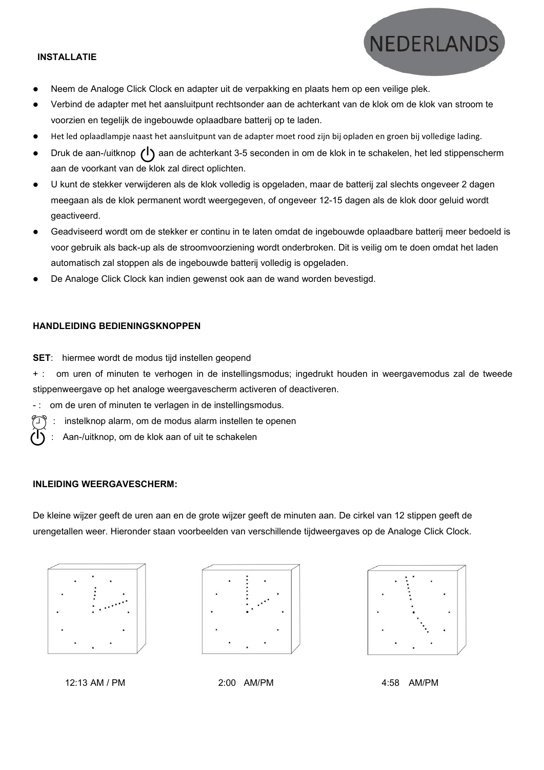NEDERLANDS

## INSTALLATIE

- Neem de Analoge Click Clock en adapter uit de verpakking en plaats hem op een veilige plek.
- Verbind de adapter met het aansluitpunt rechtsonder aan de achterkant van de klok om de klok van stroom te voorzien en tegelijk de ingebouwde oplaadbare batterij op te laden.
- Het led oplaadlampje naast het aansluitpunt van de adapter moet rood zijn bij opladen en groen bij volledige lading.
- Druk de aan-/uitknop ⏻ aan de achterkant 3-5 seconden in om de klok in te schakelen, het led stippenscherm aan de voorkant van de klok zal direct oplichten.
- U kunt de stekker verwijderen als de klok volledig is opgeladen, maar de batterij zal slechts ongeveer 2 dagen meegaan als de klok permanent wordt weergegeven, of ongeveer 12-15 dagen als de klok door geluid wordt geactiveerd.
- Geadviseerd wordt om de stekker er continu in te laten omdat de ingebouwde oplaadbare batterij meer bedoeld is voor gebruik als back-up als de stroomvoorziening wordt onderbroken. Dit is veilig om te doen omdat het laden automatisch zal stoppen als de ingebouwde batterij volledig is opgeladen.
- De Analoge Click Clock kan indien gewenst ook aan de wand worden bevestigd.

## HANDLEIDING BEDIENINGSKNOPPEN

**SET**: hiermee wordt de modus tijd instellen geopend

+ : om uren of minuten te verhogen in de instellingsmodus; ingedrukt houden in weergavemodus zal de tweede stippenweergave op het analoge weergavescherm activeren of deactiveren.

- : om de uren of minuten te verlagen in de instellingsmodus.

⏰ : instelknop alarm, om de modus alarm instellen te openen

⏻ : Aan-/uitknop, om de klok aan of uit te schakelen

## INLEIDING WEERGAVESCHERM:

De kleine wijzer geeft de uren aan en de grote wijzer geeft de minuten aan. De cirkel van 12 stippen geeft de urengetallen weer. Hieronder staan voorbeelden van verschillende tijdweergaves op de Analoge Click Clock.

12:13 AM / PM

2:00 AM/PM

4:58 AM/PM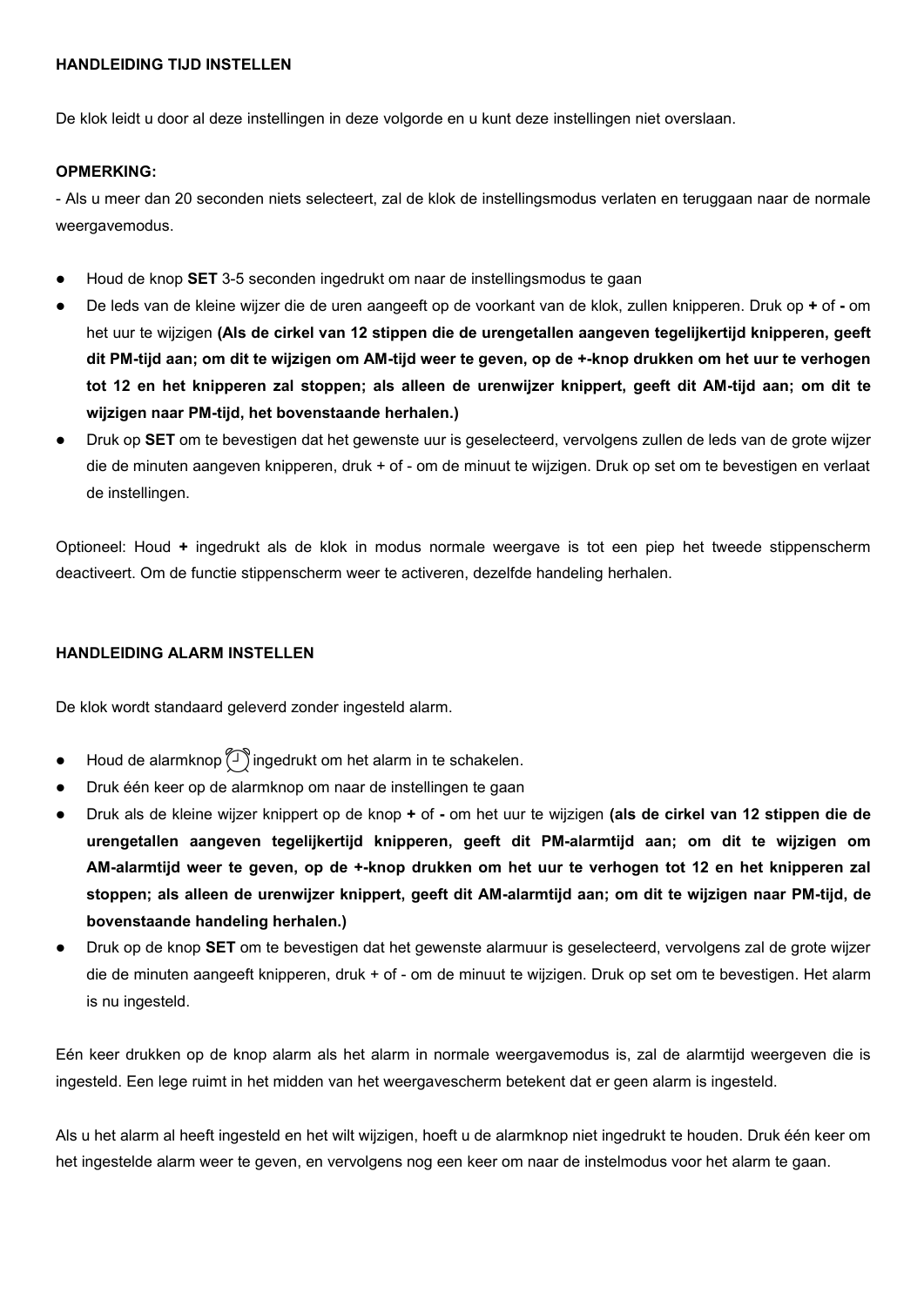**HANDLEIDING TIJD INSTELLEN**

De klok leidt u door al deze instellingen in deze volgorde en u kunt deze instellingen niet overslaan.

**OPMERKING:**

- Als u meer dan 20 seconden niets selecteert, zal de klok de instellingsmodus verlaten en teruggaan naar de normale weergavemodus.

- Houd de knop **SET** 3-5 seconden ingedrukt om naar de instellingsmodus te gaan
- De leds van de kleine wijzer die de uren aangeeft op de voorkant van de klok, zullen knipperen. Druk op **+** of **-** om het uur te wijzigen **(Als de cirkel van 12 stippen die de urengetallen aangeven tegelijkertijd knipperen, geeft dit PM-tijd aan; om dit te wijzigen om AM-tijd weer te geven, op de +-knop drukken om het uur te verhogen tot 12 en het knipperen zal stoppen; als alleen de urenwijzer knippert, geeft dit AM-tijd aan; om dit te wijzigen naar PM-tijd, het bovenstaande herhalen.)**
- Druk op **SET** om te bevestigen dat het gewenste uur is geselecteerd, vervolgens zullen de leds van de grote wijzer die de minuten aangeven knipperen, druk + of - om de minuut te wijzigen. Druk op set om te bevestigen en verlaat de instellingen.

Optioneel: Houd **+** ingedrukt als de klok in modus normale weergave is tot een piep het tweede stippenscherm deactiveert. Om de functie stippenscherm weer te activeren, dezelfde handeling herhalen.

**HANDLEIDING ALARM INSTELLEN**

De klok wordt standaard geleverd zonder ingesteld alarm.

- Houd de alarmknop ⏰ ingedrukt om het alarm in te schakelen.
- Druk één keer op de alarmknop om naar de instellingen te gaan
- Druk als de kleine wijzer knippert op de knop **+** of **-** om het uur te wijzigen **(als de cirkel van 12 stippen die de urengetallen aangeven tegelijkertijd knipperen, geeft dit PM-alarmtijd aan; om dit te wijzigen om AM-alarmtijd weer te geven, op de +-knop drukken om het uur te verhogen tot 12 en het knipperen zal stoppen; als alleen de urenwijzer knippert, geeft dit AM-alarmtijd aan; om dit te wijzigen naar PM-tijd, de bovenstaande handeling herhalen.)**
- Druk op de knop **SET** om te bevestigen dat het gewenste alarmuur is geselecteerd, vervolgens zal de grote wijzer die de minuten aangeeft knipperen, druk + of - om de minuut te wijzigen. Druk op set om te bevestigen. Het alarm is nu ingesteld.

Eén keer drukken op de knop alarm als het alarm in normale weergavemodus is, zal de alarmtijd weergeven die is ingesteld. Een lege ruimt in het midden van het weergavescherm betekent dat er geen alarm is ingesteld.

Als u het alarm al heeft ingesteld en het wilt wijzigen, hoeft u de alarmknop niet ingedrukt te houden. Druk één keer om het ingestelde alarm weer te geven, en vervolgens nog een keer om naar de instelmodus voor het alarm te gaan.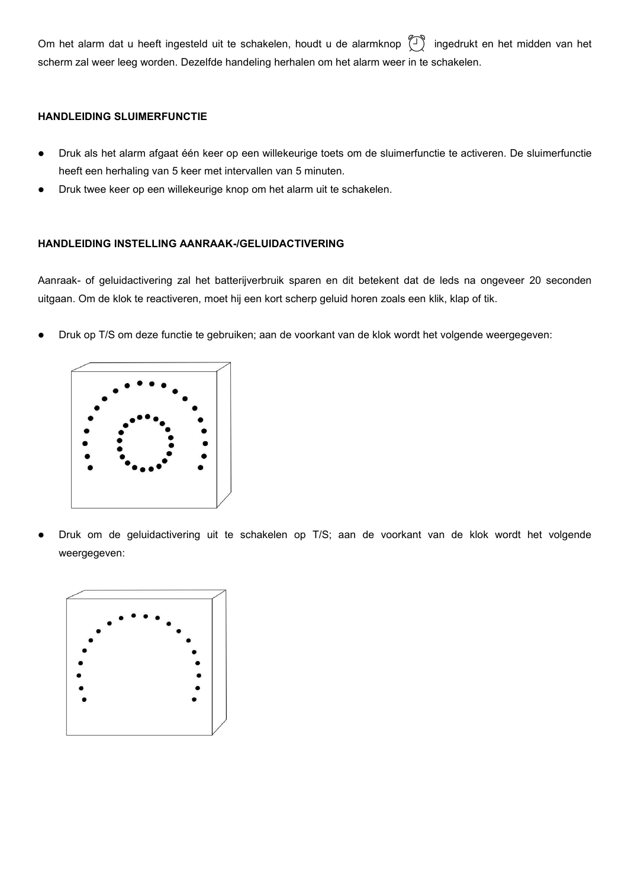Om het alarm dat u heeft ingesteld uit te schakelen, houdt u de alarmknop ⏰ ingedrukt en het midden van het scherm zal weer leeg worden. Dezelfde handeling herhalen om het alarm weer in te schakelen.

**HANDLEIDING SLUIMERFUNCTIE**

- Druk als het alarm afgaat één keer op een willekeurige toets om de sluimerfunctie te activeren. De sluimerfunctie heeft een herhaling van 5 keer met intervallen van 5 minuten.
- Druk twee keer op een willekeurige knop om het alarm uit te schakelen.

**HANDLEIDING INSTELLING AANRAAK-/GELUIDACTIVERING**

Aanraak- of geluidactivering zal het batterijverbruik sparen en dit betekent dat de leds na ongeveer 20 seconden uitgaan. Om de klok te reactiveren, moet hij een kort scherp geluid horen zoals een klik, klap of tik.

- Druk op T/S om deze functie te gebruiken; aan de voorkant van de klok wordt het volgende weergegeven:

- Druk om de geluidactivering uit te schakelen op T/S; aan de voorkant van de klok wordt het volgende weergegeven: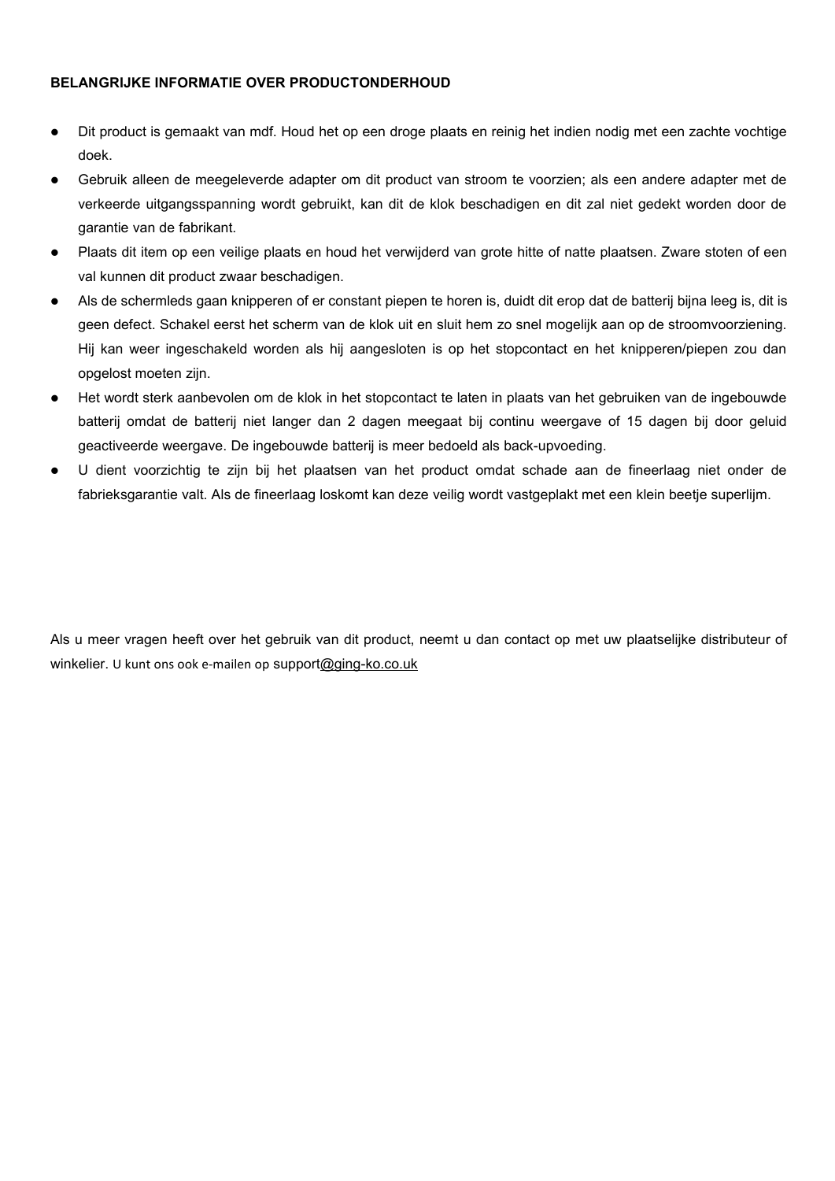**BELANGRIJKE INFORMATIE OVER PRODUCTONDERHOUD**

- Dit product is gemaakt van mdf. Houd het op een droge plaats en reinig het indien nodig met een zachte vochtige doek.
- Gebruik alleen de meegeleverde adapter om dit product van stroom te voorzien; als een andere adapter met de verkeerde uitgangsspanning wordt gebruikt, kan dit de klok beschadigen en dit zal niet gedekt worden door de garantie van de fabrikant.
- Plaats dit item op een veilige plaats en houd het verwijderd van grote hitte of natte plaatsen. Zware stoten of een val kunnen dit product zwaar beschadigen.
- Als de schermleds gaan knipperen of er constant piepen te horen is, duidt dit erop dat de batterij bijna leeg is, dit is geen defect. Schakel eerst het scherm van de klok uit en sluit hem zo snel mogelijk aan op de stroomvoorziening. Hij kan weer ingeschakeld worden als hij aangesloten is op het stopcontact en het knipperen/piepen zou dan opgelost moeten zijn.
- Het wordt sterk aanbevolen om de klok in het stopcontact te laten in plaats van het gebruiken van de ingebouwde batterij omdat de batterij niet langer dan 2 dagen meegaat bij continu weergave of 15 dagen bij door geluid geactiveerde weergave. De ingebouwde batterij is meer bedoeld als back-upvoeding.
- U dient voorzichtig te zijn bij het plaatsen van het product omdat schade aan de fineerlaag niet onder de fabrieksgarantie valt. Als de fineerlaag loskomt kan deze veilig wordt vastgeplakt met een klein beetje superlijm.

Als u meer vragen heeft over het gebruik van dit product, neemt u dan contact op met uw plaatselijke distributeur of winkelier. U kunt ons ook e-mailen op support@ging-ko.co.uk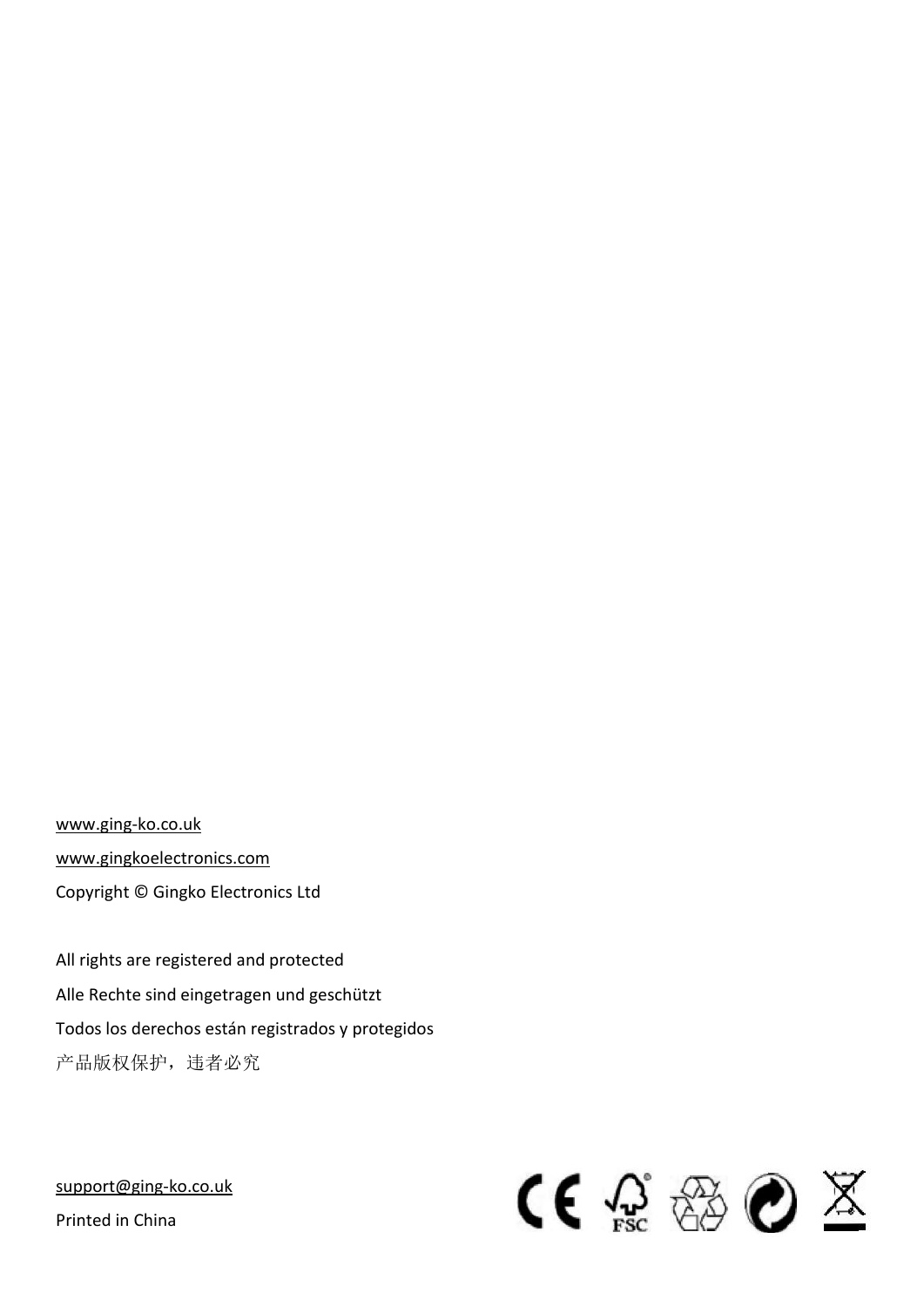www.ging-ko.co.uk

www.gingkoelectronics.com

Copyright © Gingko Electronics Ltd

All rights are registered and protected

Alle Rechte sind eingetragen und geschützt

Todos los derechos están registrados y protegidos

产品版权保护，违者必究

support@ging-ko.co.uk

Printed in China